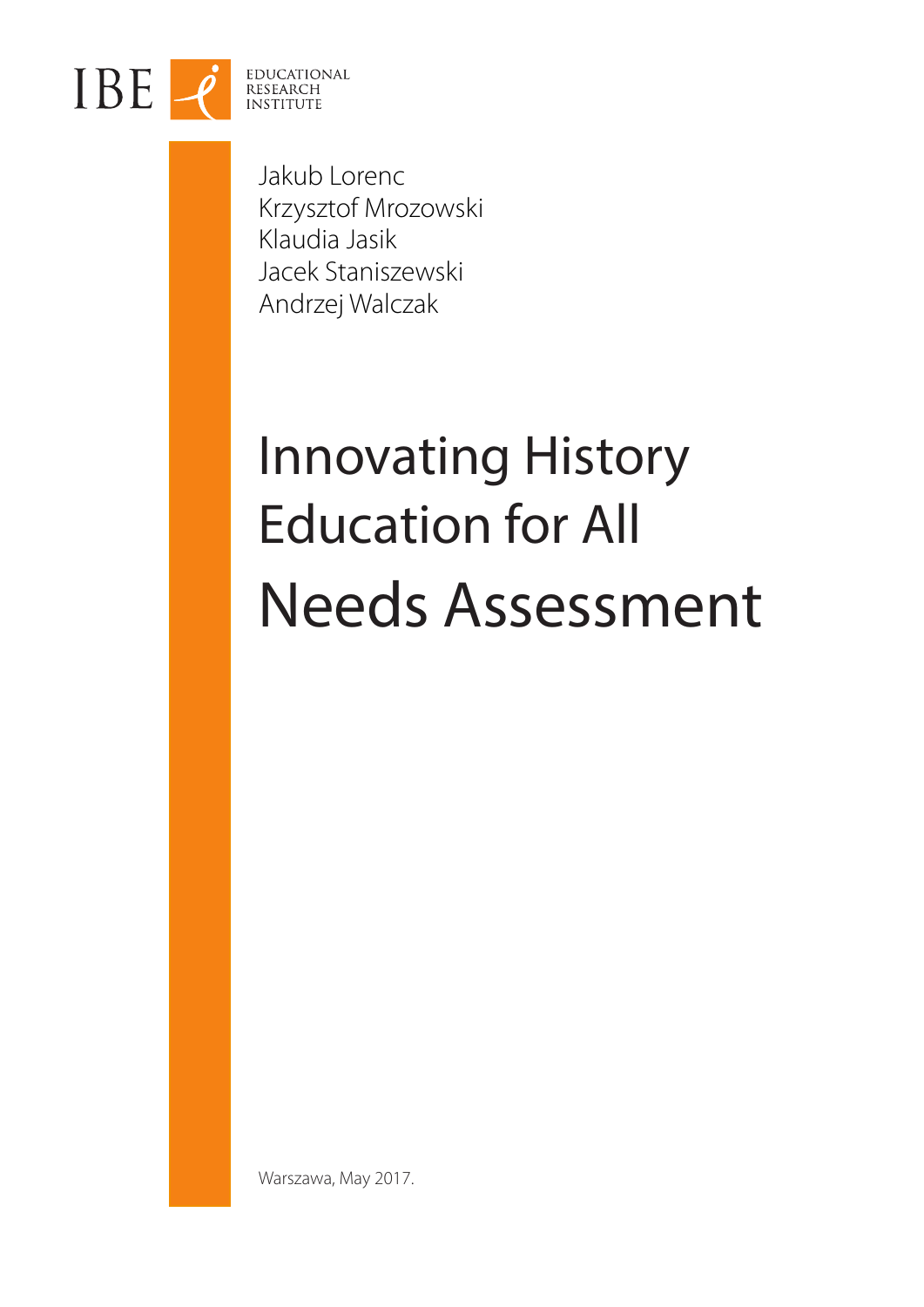IBE EDUCATIONAL RESEARCH INSTITUTE

Jakub Lorenc
Krzysztof Mrozowski
Klaudia Jasik
Jacek Staniszewski
Andrzej Walczak

# Innovating History Education for All

# Needs Assessment

Warszawa, May 2017.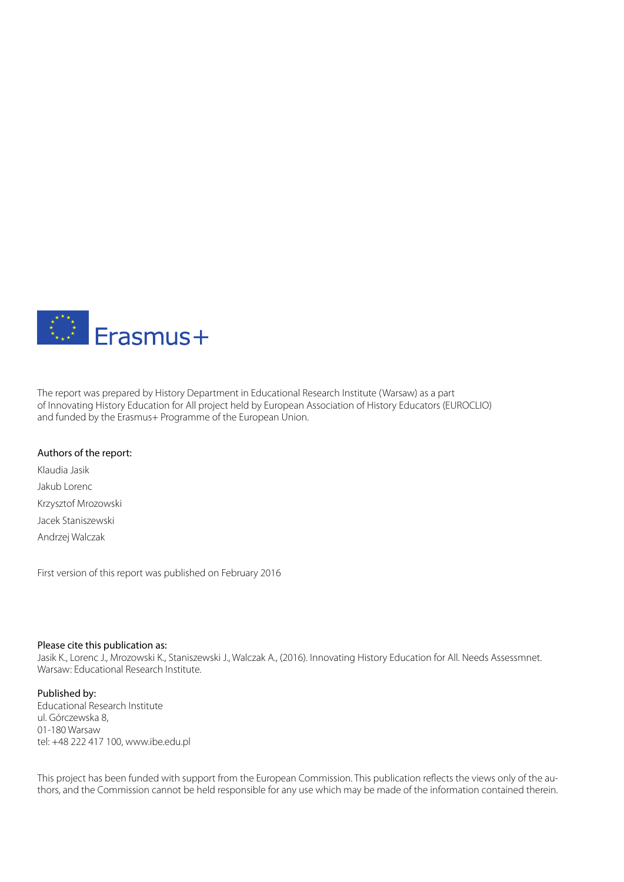Erasmus+

The report was prepared by History Department in Educational Research Institute (Warsaw) as a part of Innovating History Education for All project held by European Association of History Educators (EUROCLIO) and funded by the Erasmus+ Programme of the European Union.

Authors of the report:

Klaudia Jasik

Jakub Lorenc

Krzysztof Mrozowski

Jacek Staniszewski

Andrzej Walczak

First version of this report was published on February 2016

Please cite this publication as:
Jasik K., Lorenc J., Mrozowski K., Staniszewski J., Walczak A., (2016). Innovating History Education for All. Needs Assessmnet. Warsaw: Educational Research Institute.

Published by:
Educational Research Institute
ul. Górczewska 8,
01-180 Warsaw
tel: +48 222 417 100, www.ibe.edu.pl

This project has been funded with support from the European Commission. This publication reflects the views only of the authors, and the Commission cannot be held responsible for any use which may be made of the information contained therein.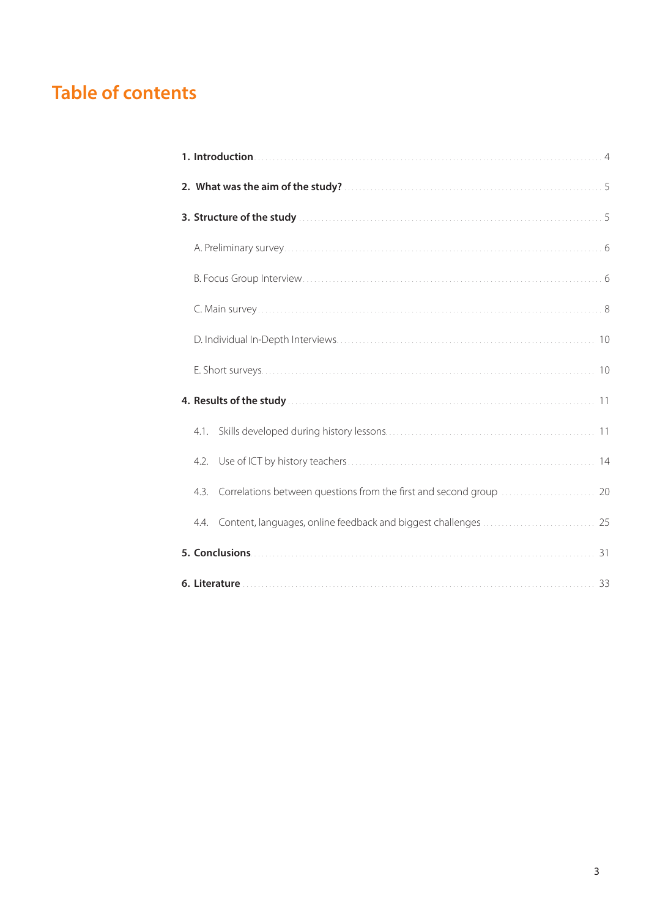# Table of contents

| | |
|---|---|
| **1. Introduction** | 4 |
| **2. What was the aim of the study?** | 5 |
| **3. Structure of the study** | 5 |
| A. Preliminary survey | 6 |
| B. Focus Group Interview | 6 |
| C. Main survey | 8 |
| D. Individual In-Depth Interviews | 10 |
| E. Short surveys | 10 |
| **4. Results of the study** | 11 |
| 4.1. Skills developed during history lessons | 11 |
| 4.2. Use of ICT by history teachers | 14 |
| 4.3. Correlations between questions from the first and second group | 20 |
| 4.4. Content, languages, online feedback and biggest challenges | 25 |
| **5. Conclusions** | 31 |
| **6. Literature** | 33 |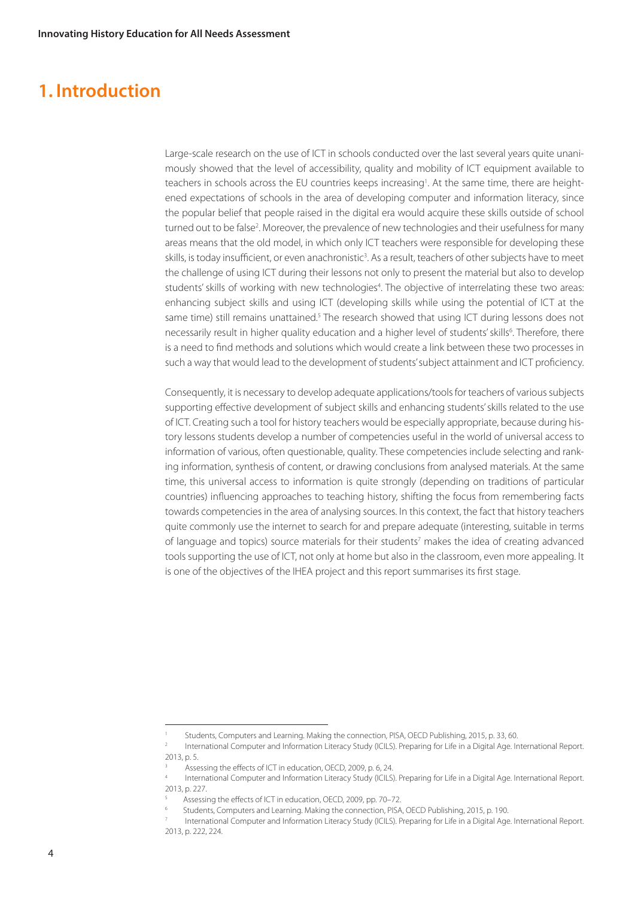# 1. Introduction

Large-scale research on the use of ICT in schools conducted over the last several years quite unanimously showed that the level of accessibility, quality and mobility of ICT equipment available to teachers in schools across the EU countries keeps increasing[1]. At the same time, there are heightened expectations of schools in the area of developing computer and information literacy, since the popular belief that people raised in the digital era would acquire these skills outside of school turned out to be false[2]. Moreover, the prevalence of new technologies and their usefulness for many areas means that the old model, in which only ICT teachers were responsible for developing these skills, is today insufficient, or even anachronistic[3]. As a result, teachers of other subjects have to meet the challenge of using ICT during their lessons not only to present the material but also to develop students' skills of working with new technologies[4]. The objective of interrelating these two areas: enhancing subject skills and using ICT (developing skills while using the potential of ICT at the same time) still remains unattained.[5] The research showed that using ICT during lessons does not necessarily result in higher quality education and a higher level of students' skills[6]. Therefore, there is a need to find methods and solutions which would create a link between these two processes in such a way that would lead to the development of students' subject attainment and ICT proficiency.

Consequently, it is necessary to develop adequate applications/tools for teachers of various subjects supporting effective development of subject skills and enhancing students' skills related to the use of ICT. Creating such a tool for history teachers would be especially appropriate, because during history lessons students develop a number of competencies useful in the world of universal access to information of various, often questionable, quality. These competencies include selecting and ranking information, synthesis of content, or drawing conclusions from analysed materials. At the same time, this universal access to information is quite strongly (depending on traditions of particular countries) influencing approaches to teaching history, shifting the focus from remembering facts towards competencies in the area of analysing sources. In this context, the fact that history teachers quite commonly use the internet to search for and prepare adequate (interesting, suitable in terms of language and topics) source materials for their students[7] makes the idea of creating advanced tools supporting the use of ICT, not only at home but also in the classroom, even more appealing. It is one of the objectives of the IHEA project and this report summarises its first stage.

---

[1] Students, Computers and Learning. Making the connection, PISA, OECD Publishing, 2015, p. 33, 60.

[2] International Computer and Information Literacy Study (ICILS). Preparing for Life in a Digital Age. International Report. 2013, p. 5.

[3] Assessing the effects of ICT in education, OECD, 2009, p. 6, 24.

[4] International Computer and Information Literacy Study (ICILS). Preparing for Life in a Digital Age. International Report. 2013, p. 227.

[5] Assessing the effects of ICT in education, OECD, 2009, pp. 70–72.

[6] Students, Computers and Learning. Making the connection, PISA, OECD Publishing, 2015, p. 190.

[7] International Computer and Information Literacy Study (ICILS). Preparing for Life in a Digital Age. International Report. 2013, p. 222, 224.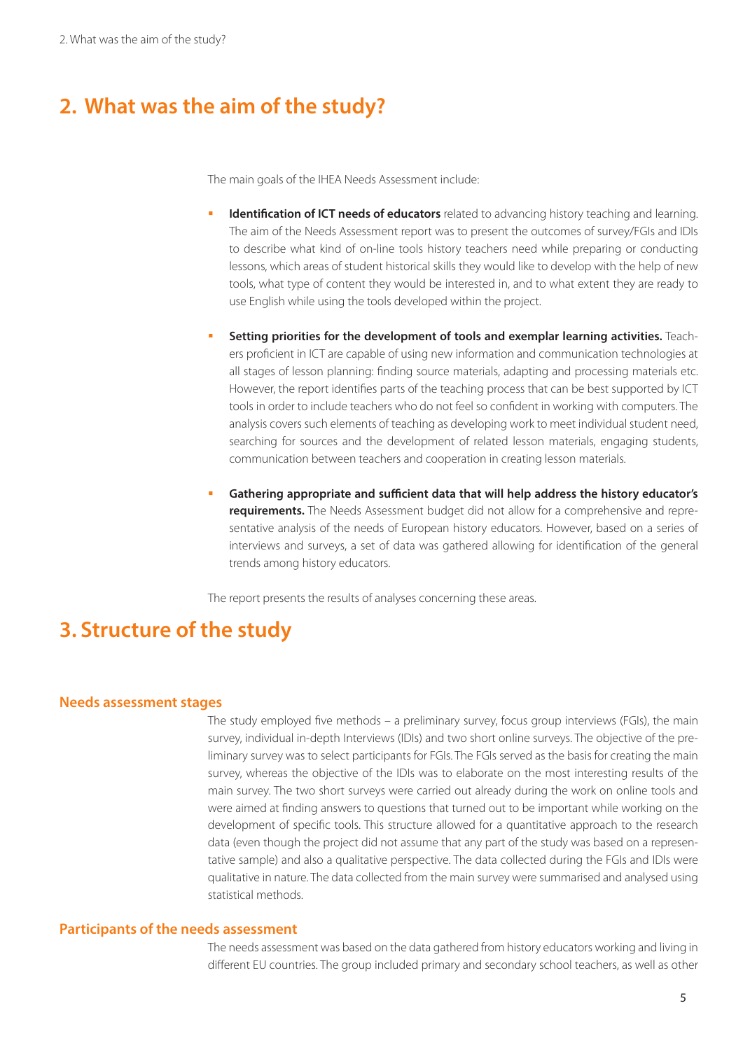## 2. What was the aim of the study?

The main goals of the IHEA Needs Assessment include:

- **Identification of ICT needs of educators** related to advancing history teaching and learning. The aim of the Needs Assessment report was to present the outcomes of survey/FGIs and IDIs to describe what kind of on-line tools history teachers need while preparing or conducting lessons, which areas of student historical skills they would like to develop with the help of new tools, what type of content they would be interested in, and to what extent they are ready to use English while using the tools developed within the project.

- **Setting priorities for the development of tools and exemplar learning activities.** Teachers proficient in ICT are capable of using new information and communication technologies at all stages of lesson planning: finding source materials, adapting and processing materials etc. However, the report identifies parts of the teaching process that can be best supported by ICT tools in order to include teachers who do not feel so confident in working with computers. The analysis covers such elements of teaching as developing work to meet individual student need, searching for sources and the development of related lesson materials, engaging students, communication between teachers and cooperation in creating lesson materials.

- **Gathering appropriate and sufficient data that will help address the history educator's requirements.** The Needs Assessment budget did not allow for a comprehensive and representative analysis of the needs of European history educators. However, based on a series of interviews and surveys, a set of data was gathered allowing for identification of the general trends among history educators.

The report presents the results of analyses concerning these areas.

## 3. Structure of the study

### Needs assessment stages

The study employed five methods – a preliminary survey, focus group interviews (FGIs), the main survey, individual in-depth Interviews (IDIs) and two short online surveys. The objective of the preliminary survey was to select participants for FGIs. The FGIs served as the basis for creating the main survey, whereas the objective of the IDIs was to elaborate on the most interesting results of the main survey. The two short surveys were carried out already during the work on online tools and were aimed at finding answers to questions that turned out to be important while working on the development of specific tools. This structure allowed for a quantitative approach to the research data (even though the project did not assume that any part of the study was based on a representative sample) and also a qualitative perspective. The data collected during the FGIs and IDIs were qualitative in nature. The data collected from the main survey were summarised and analysed using statistical methods.

### Participants of the needs assessment

The needs assessment was based on the data gathered from history educators working and living in different EU countries. The group included primary and secondary school teachers, as well as other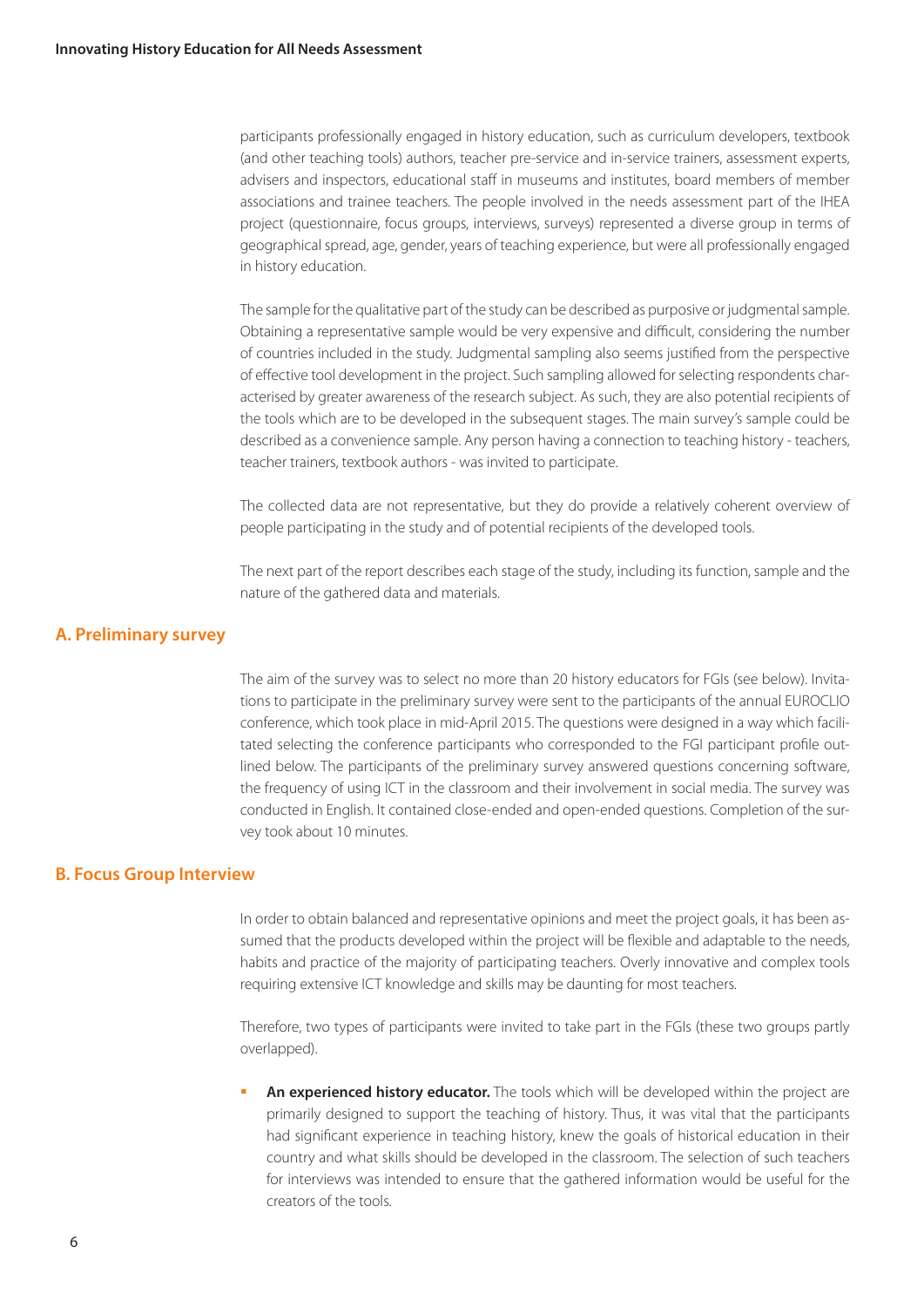participants professionally engaged in history education, such as curriculum developers, textbook (and other teaching tools) authors, teacher pre-service and in-service trainers, assessment experts, advisers and inspectors, educational staff in museums and institutes, board members of member associations and trainee teachers. The people involved in the needs assessment part of the IHEA project (questionnaire, focus groups, interviews, surveys) represented a diverse group in terms of geographical spread, age, gender, years of teaching experience, but were all professionally engaged in history education.

The sample for the qualitative part of the study can be described as purposive or judgmental sample. Obtaining a representative sample would be very expensive and difficult, considering the number of countries included in the study. Judgmental sampling also seems justified from the perspective of effective tool development in the project. Such sampling allowed for selecting respondents characterised by greater awareness of the research subject. As such, they are also potential recipients of the tools which are to be developed in the subsequent stages. The main survey's sample could be described as a convenience sample. Any person having a connection to teaching history - teachers, teacher trainers, textbook authors - was invited to participate.

The collected data are not representative, but they do provide a relatively coherent overview of people participating in the study and of potential recipients of the developed tools.

The next part of the report describes each stage of the study, including its function, sample and the nature of the gathered data and materials.

## A. Preliminary survey

The aim of the survey was to select no more than 20 history educators for FGIs (see below). Invitations to participate in the preliminary survey were sent to the participants of the annual EUROCLIO conference, which took place in mid-April 2015. The questions were designed in a way which facilitated selecting the conference participants who corresponded to the FGI participant profile outlined below. The participants of the preliminary survey answered questions concerning software, the frequency of using ICT in the classroom and their involvement in social media. The survey was conducted in English. It contained close-ended and open-ended questions. Completion of the survey took about 10 minutes.

## B. Focus Group Interview

In order to obtain balanced and representative opinions and meet the project goals, it has been assumed that the products developed within the project will be flexible and adaptable to the needs, habits and practice of the majority of participating teachers. Overly innovative and complex tools requiring extensive ICT knowledge and skills may be daunting for most teachers.

Therefore, two types of participants were invited to take part in the FGIs (these two groups partly overlapped).

- **An experienced history educator.** The tools which will be developed within the project are primarily designed to support the teaching of history. Thus, it was vital that the participants had significant experience in teaching history, knew the goals of historical education in their country and what skills should be developed in the classroom. The selection of such teachers for interviews was intended to ensure that the gathered information would be useful for the creators of the tools.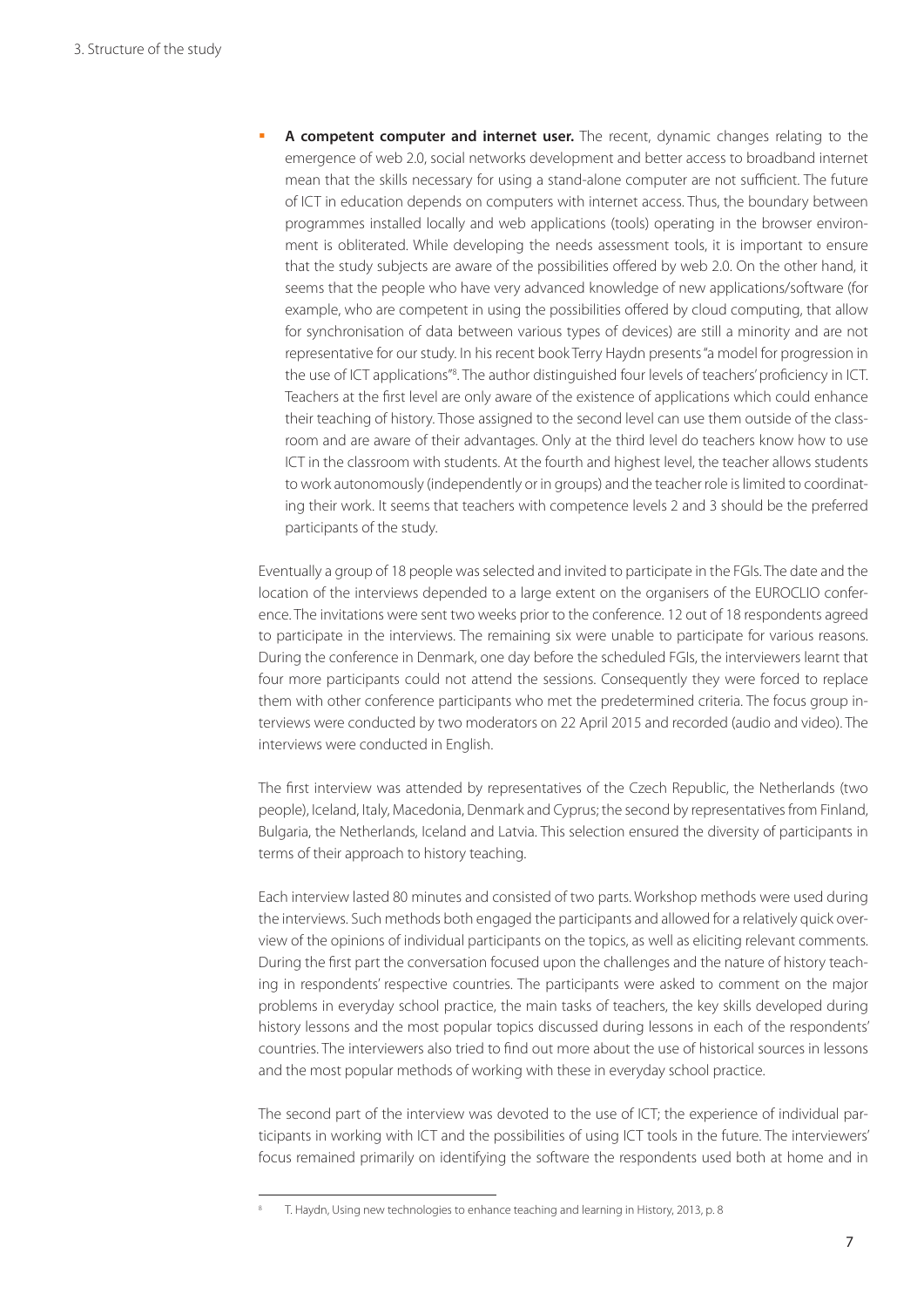- **A competent computer and internet user.** The recent, dynamic changes relating to the emergence of web 2.0, social networks development and better access to broadband internet mean that the skills necessary for using a stand-alone computer are not sufficient. The future of ICT in education depends on computers with internet access. Thus, the boundary between programmes installed locally and web applications (tools) operating in the browser environment is obliterated. While developing the needs assessment tools, it is important to ensure that the study subjects are aware of the possibilities offered by web 2.0. On the other hand, it seems that the people who have very advanced knowledge of new applications/software (for example, who are competent in using the possibilities offered by cloud computing, that allow for synchronisation of data between various types of devices) are still a minority and are not representative for our study. In his recent book Terry Haydn presents "a model for progression in the use of ICT applications"[8]. The author distinguished four levels of teachers' proficiency in ICT. Teachers at the first level are only aware of the existence of applications which could enhance their teaching of history. Those assigned to the second level can use them outside of the classroom and are aware of their advantages. Only at the third level do teachers know how to use ICT in the classroom with students. At the fourth and highest level, the teacher allows students to work autonomously (independently or in groups) and the teacher role is limited to coordinating their work. It seems that teachers with competence levels 2 and 3 should be the preferred participants of the study.

Eventually a group of 18 people was selected and invited to participate in the FGIs. The date and the location of the interviews depended to a large extent on the organisers of the EUROCLIO conference. The invitations were sent two weeks prior to the conference. 12 out of 18 respondents agreed to participate in the interviews. The remaining six were unable to participate for various reasons. During the conference in Denmark, one day before the scheduled FGIs, the interviewers learnt that four more participants could not attend the sessions. Consequently they were forced to replace them with other conference participants who met the predetermined criteria. The focus group interviews were conducted by two moderators on 22 April 2015 and recorded (audio and video). The interviews were conducted in English.

The first interview was attended by representatives of the Czech Republic, the Netherlands (two people), Iceland, Italy, Macedonia, Denmark and Cyprus; the second by representatives from Finland, Bulgaria, the Netherlands, Iceland and Latvia. This selection ensured the diversity of participants in terms of their approach to history teaching.

Each interview lasted 80 minutes and consisted of two parts. Workshop methods were used during the interviews. Such methods both engaged the participants and allowed for a relatively quick overview of the opinions of individual participants on the topics, as well as eliciting relevant comments. During the first part the conversation focused upon the challenges and the nature of history teaching in respondents' respective countries. The participants were asked to comment on the major problems in everyday school practice, the main tasks of teachers, the key skills developed during history lessons and the most popular topics discussed during lessons in each of the respondents' countries. The interviewers also tried to find out more about the use of historical sources in lessons and the most popular methods of working with these in everyday school practice.

The second part of the interview was devoted to the use of ICT; the experience of individual participants in working with ICT and the possibilities of using ICT tools in the future. The interviewers' focus remained primarily on identifying the software the respondents used both at home and in

[8] T. Haydn, Using new technologies to enhance teaching and learning in History, 2013, p. 8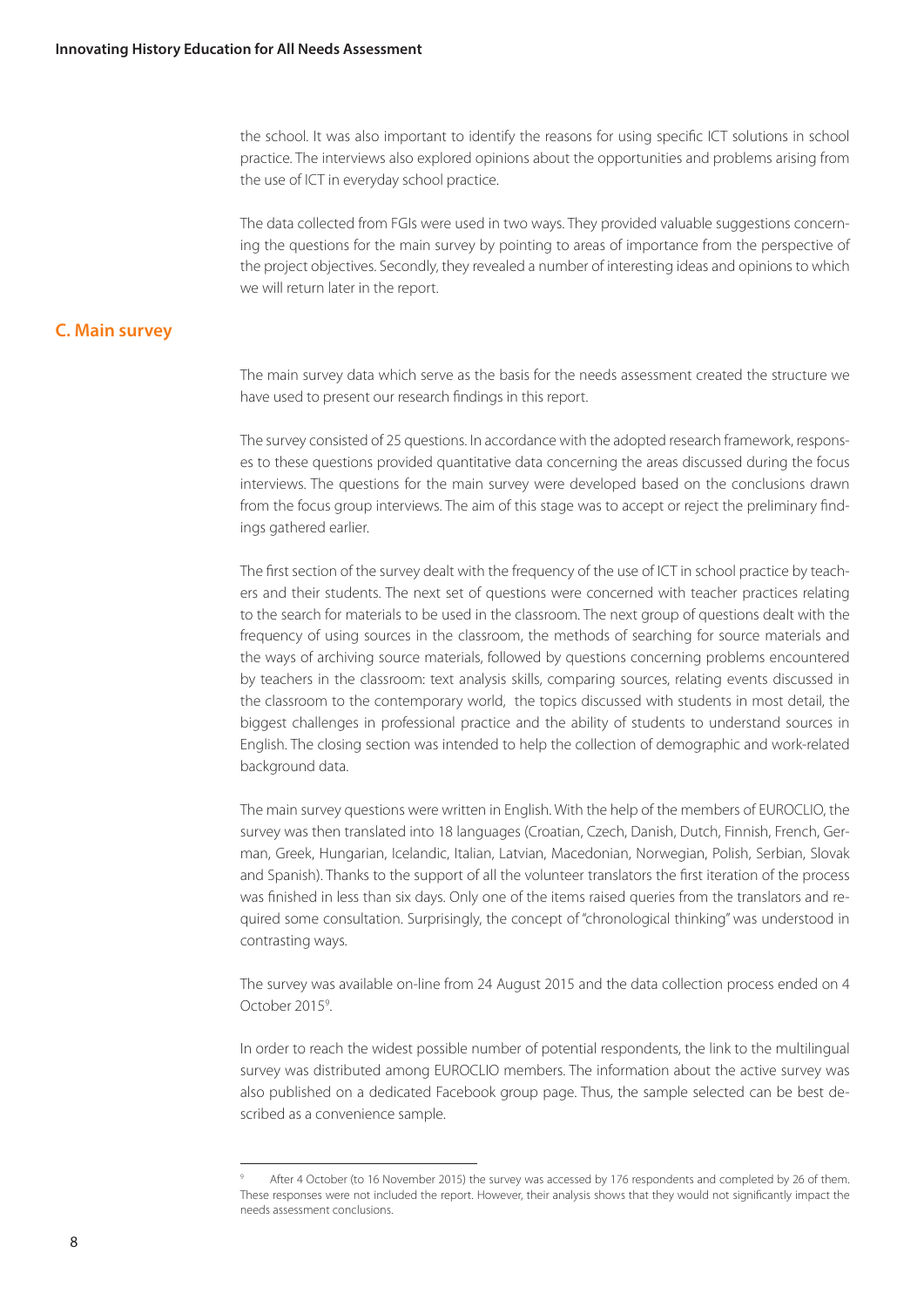the school. It was also important to identify the reasons for using specific ICT solutions in school practice. The interviews also explored opinions about the opportunities and problems arising from the use of ICT in everyday school practice.

The data collected from FGIs were used in two ways. They provided valuable suggestions concerning the questions for the main survey by pointing to areas of importance from the perspective of the project objectives. Secondly, they revealed a number of interesting ideas and opinions to which we will return later in the report.

## C. Main survey

The main survey data which serve as the basis for the needs assessment created the structure we have used to present our research findings in this report.

The survey consisted of 25 questions. In accordance with the adopted research framework, responses to these questions provided quantitative data concerning the areas discussed during the focus interviews. The questions for the main survey were developed based on the conclusions drawn from the focus group interviews. The aim of this stage was to accept or reject the preliminary findings gathered earlier.

The first section of the survey dealt with the frequency of the use of ICT in school practice by teachers and their students. The next set of questions were concerned with teacher practices relating to the search for materials to be used in the classroom. The next group of questions dealt with the frequency of using sources in the classroom, the methods of searching for source materials and the ways of archiving source materials, followed by questions concerning problems encountered by teachers in the classroom: text analysis skills, comparing sources, relating events discussed in the classroom to the contemporary world, the topics discussed with students in most detail, the biggest challenges in professional practice and the ability of students to understand sources in English. The closing section was intended to help the collection of demographic and work-related background data.

The main survey questions were written in English. With the help of the members of EUROCLIO, the survey was then translated into 18 languages (Croatian, Czech, Danish, Dutch, Finnish, French, German, Greek, Hungarian, Icelandic, Italian, Latvian, Macedonian, Norwegian, Polish, Serbian, Slovak and Spanish). Thanks to the support of all the volunteer translators the first iteration of the process was finished in less than six days. Only one of the items raised queries from the translators and required some consultation. Surprisingly, the concept of "chronological thinking" was understood in contrasting ways.

The survey was available on-line from 24 August 2015 and the data collection process ended on 4 October 2015[9].

In order to reach the widest possible number of potential respondents, the link to the multilingual survey was distributed among EUROCLIO members. The information about the active survey was also published on a dedicated Facebook group page. Thus, the sample selected can be best described as a convenience sample.

---

[9] After 4 October (to 16 November 2015) the survey was accessed by 176 respondents and completed by 26 of them. These responses were not included the report. However, their analysis shows that they would not significantly impact the needs assessment conclusions.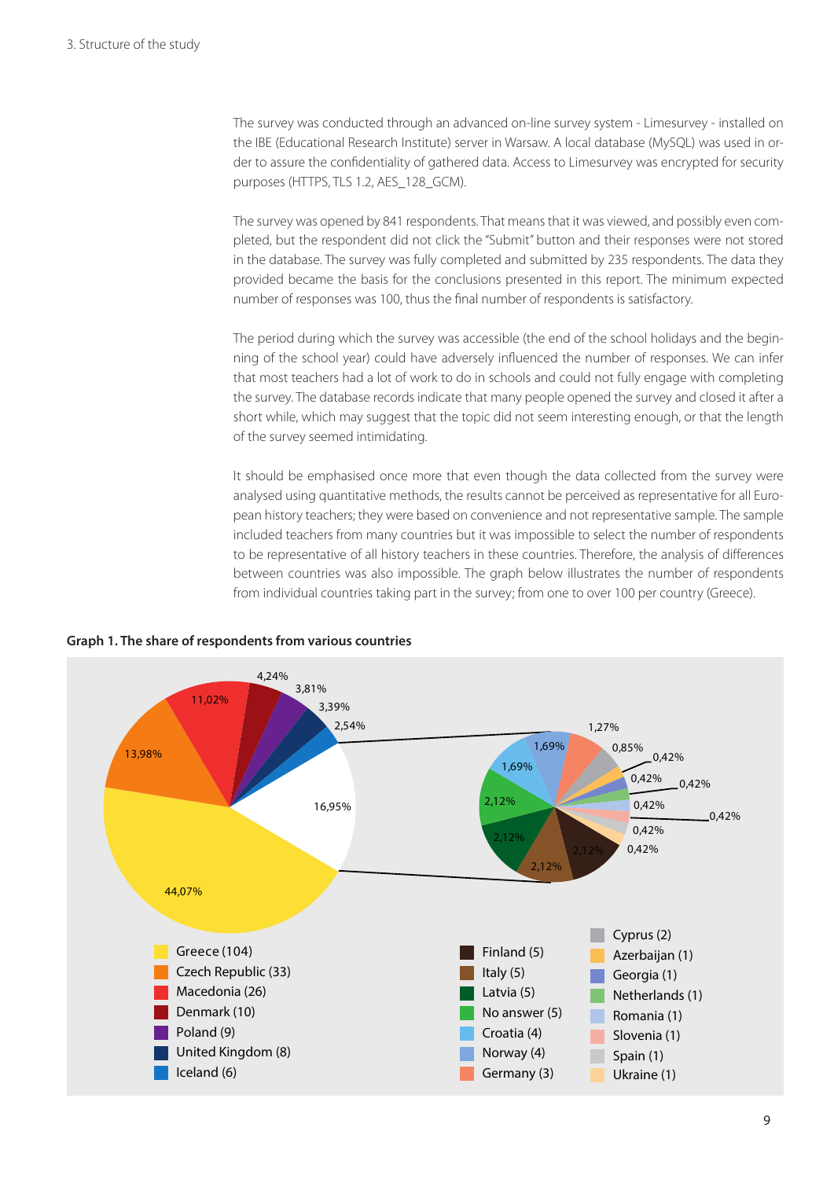The survey was conducted through an advanced on-line survey system - Limesurvey - installed on the IBE (Educational Research Institute) server in Warsaw. A local database (MySQL) was used in order to assure the confidentiality of gathered data. Access to Limesurvey was encrypted for security purposes (HTTPS, TLS 1.2, AES_128_GCM).

The survey was opened by 841 respondents. That means that it was viewed, and possibly even completed, but the respondent did not click the "Submit" button and their responses were not stored in the database. The survey was fully completed and submitted by 235 respondents. The data they provided became the basis for the conclusions presented in this report. The minimum expected number of responses was 100, thus the final number of respondents is satisfactory.

The period during which the survey was accessible (the end of the school holidays and the beginning of the school year) could have adversely influenced the number of responses. We can infer that most teachers had a lot of work to do in schools and could not fully engage with completing the survey. The database records indicate that many people opened the survey and closed it after a short while, which may suggest that the topic did not seem interesting enough, or that the length of the survey seemed intimidating.

It should be emphasised once more that even though the data collected from the survey were analysed using quantitative methods, the results cannot be perceived as representative for all European history teachers; they were based on convenience and not representative sample. The sample included teachers from many countries but it was impossible to select the number of respondents to be representative of all history teachers in these countries. Therefore, the analysis of differences between countries was also impossible. The graph below illustrates the number of respondents from individual countries taking part in the survey; from one to over 100 per country (Greece).

**Graph 1. The share of respondents from various countries**

| Country | Respondents | Share |
|---|---|---|
| Greece | 104 | 44,07% |
| Czech Republic | 33 | 13,98% |
| Macedonia | 26 | 11,02% |
| Denmark | 10 | 4,24% |
| Poland | 9 | 3,81% |
| United Kingdom | 8 | 3,39% |
| Iceland | 6 | 2,54% |
| Finland | 5 | 2,12% |
| Italy | 5 | 2,12% |
| Latvia | 5 | 2,12% |
| No answer | 5 | 2,12% |
| Croatia | 4 | 1,69% |
| Norway | 4 | 1,69% |
| Germany | 3 | 1,27% |
| Cyprus | 2 | 0,85% |
| Azerbaijan | 1 | 0,42% |
| Georgia | 1 | 0,42% |
| Netherlands | 1 | 0,42% |
| Romania | 1 | 0,42% |
| Slovenia | 1 | 0,42% |
| Spain | 1 | 0,42% |
| Ukraine | 1 | 0,42% |
| Other (combined) | | 16,95% |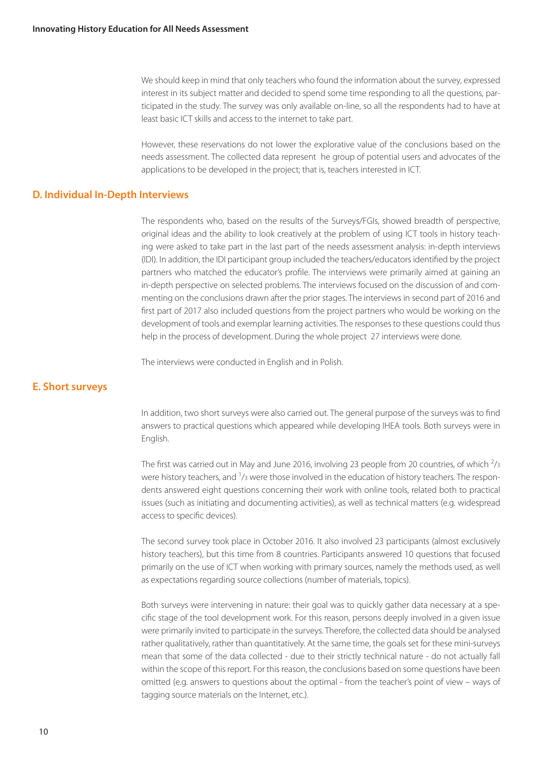We should keep in mind that only teachers who found the information about the survey, expressed interest in its subject matter and decided to spend some time responding to all the questions, participated in the study. The survey was only available on-line, so all the respondents had to have at least basic ICT skills and access to the internet to take part.

However, these reservations do not lower the explorative value of the conclusions based on the needs assessment. The collected data represent he group of potential users and advocates of the applications to be developed in the project; that is, teachers interested in ICT.

## D. Individual In-Depth Interviews

The respondents who, based on the results of the Surveys/FGIs, showed breadth of perspective, original ideas and the ability to look creatively at the problem of using ICT tools in history teaching were asked to take part in the last part of the needs assessment analysis: in-depth interviews (IDI). In addition, the IDI participant group included the teachers/educators identified by the project partners who matched the educator's profile. The interviews were primarily aimed at gaining an in-depth perspective on selected problems. The interviews focused on the discussion of and commenting on the conclusions drawn after the prior stages. The interviews in second part of 2016 and first part of 2017 also included questions from the project partners who would be working on the development of tools and exemplar learning activities. The responses to these questions could thus help in the process of development. During the whole project 27 interviews were done.

The interviews were conducted in English and in Polish.

## E. Short surveys

In addition, two short surveys were also carried out. The general purpose of the surveys was to find answers to practical questions which appeared while developing IHEA tools. Both surveys were in English.

The first was carried out in May and June 2016, involving 23 people from 20 countries, of which $^{2}/_{3}$ were history teachers, and $^{1}/_{3}$ were those involved in the education of history teachers. The respondents answered eight questions concerning their work with online tools, related both to practical issues (such as initiating and documenting activities), as well as technical matters (e.g. widespread access to specific devices).

The second survey took place in October 2016. It also involved 23 participants (almost exclusively history teachers), but this time from 8 countries. Participants answered 10 questions that focused primarily on the use of ICT when working with primary sources, namely the methods used, as well as expectations regarding source collections (number of materials, topics).

Both surveys were intervening in nature: their goal was to quickly gather data necessary at a specific stage of the tool development work. For this reason, persons deeply involved in a given issue were primarily invited to participate in the surveys. Therefore, the collected data should be analysed rather qualitatively, rather than quantitatively. At the same time, the goals set for these mini-surveys mean that some of the data collected - due to their strictly technical nature - do not actually fall within the scope of this report. For this reason, the conclusions based on some questions have been omitted (e.g. answers to questions about the optimal - from the teacher's point of view – ways of tagging source materials on the Internet, etc.).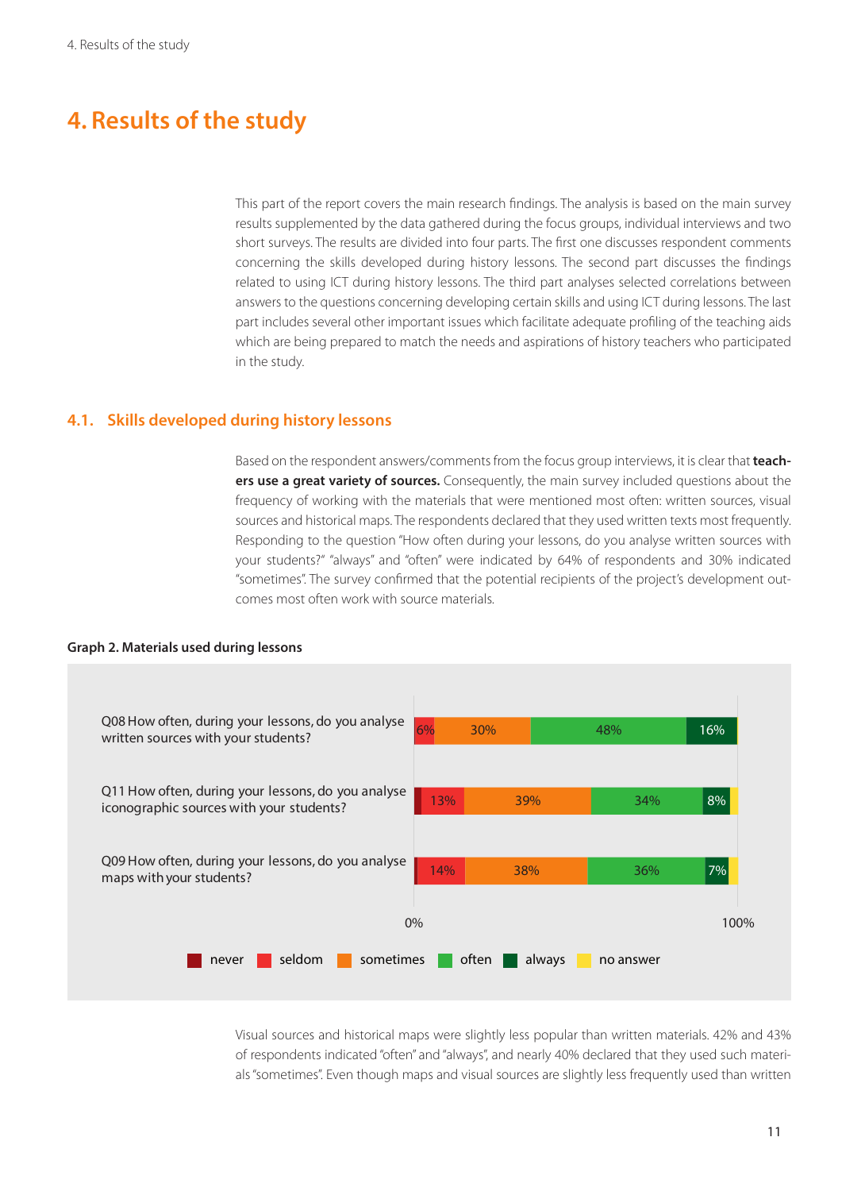# 4. Results of the study

This part of the report covers the main research findings. The analysis is based on the main survey results supplemented by the data gathered during the focus groups, individual interviews and two short surveys. The results are divided into four parts. The first one discusses respondent comments concerning the skills developed during history lessons. The second part discusses the findings related to using ICT during history lessons. The third part analyses selected correlations between answers to the questions concerning developing certain skills and using ICT during lessons. The last part includes several other important issues which facilitate adequate profiling of the teaching aids which are being prepared to match the needs and aspirations of history teachers who participated in the study.

## 4.1. Skills developed during history lessons

Based on the respondent answers/comments from the focus group interviews, it is clear that **teachers use a great variety of sources.** Consequently, the main survey included questions about the frequency of working with the materials that were mentioned most often: written sources, visual sources and historical maps. The respondents declared that they used written texts most frequently. Responding to the question "How often during your lessons, do you analyse written sources with your students?" "always" and "often" were indicated by 64% of respondents and 30% indicated "sometimes". The survey confirmed that the potential recipients of the project's development outcomes most often work with source materials.

**Graph 2. Materials used during lessons**

| Question | never | seldom | sometimes | often | always | no answer |
|---|---|---|---|---|---|---|
| Q08 How often, during your lessons, do you analyse written sources with your students? | | 6% | 30% | 48% | 16% | |
| Q11 How often, during your lessons, do you analyse iconographic sources with your students? | | 13% | 39% | 34% | 8% | |
| Q09 How often, during your lessons, do you analyse maps with your students? | | 14% | 38% | 36% | 7% | |

Visual sources and historical maps were slightly less popular than written materials. 42% and 43% of respondents indicated "often" and "always", and nearly 40% declared that they used such materials "sometimes". Even though maps and visual sources are slightly less frequently used than written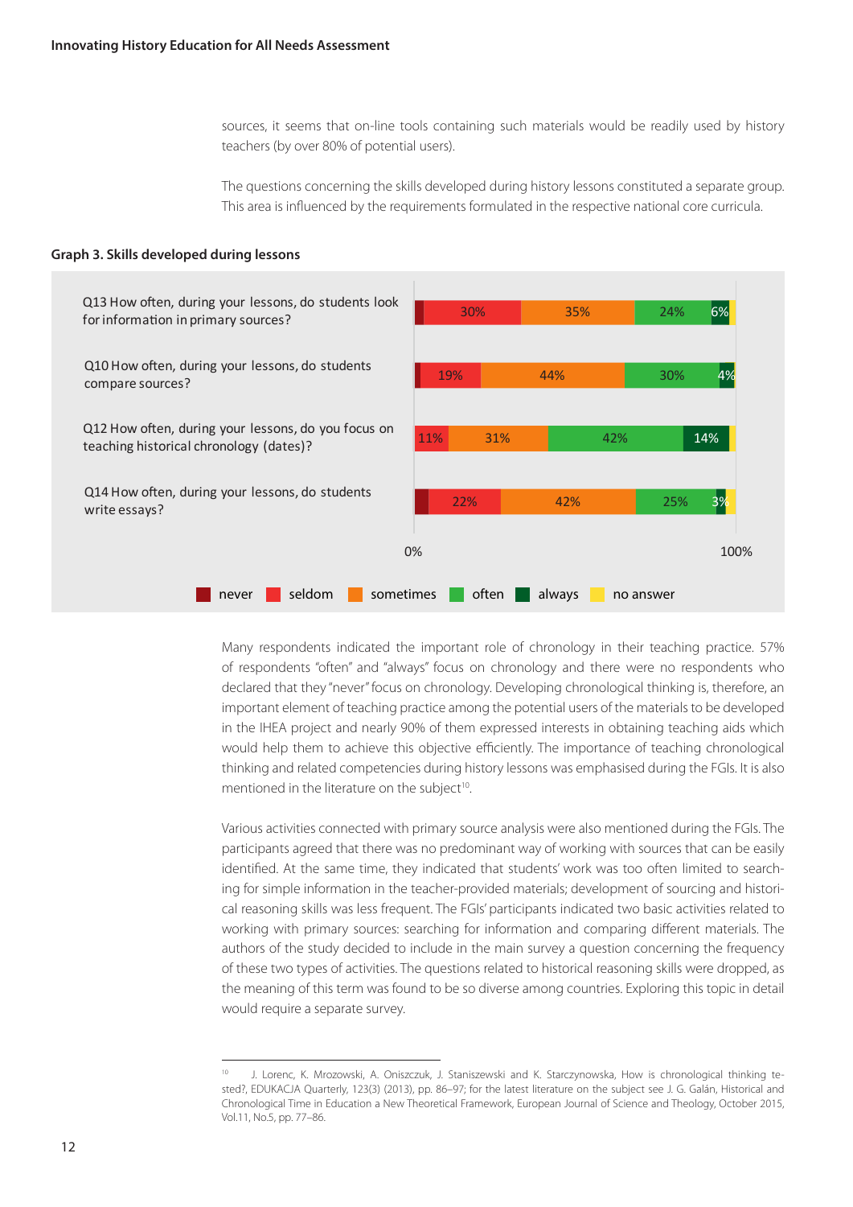sources, it seems that on-line tools containing such materials would be readily used by history teachers (by over 80% of potential users).

The questions concerning the skills developed during history lessons constituted a separate group. This area is influenced by the requirements formulated in the respective national core curricula.

**Graph 3. Skills developed during lessons**

| Question | never | seldom | sometimes | often | always | no answer |
|---|---|---|---|---|---|---|
| Q13 How often, during your lessons, do students look for information in primary sources? | | 30% | 35% | 24% | 6% | |
| Q10 How often, during your lessons, do students compare sources? | | 19% | 44% | 30% | 4% | |
| Q12 How often, during your lessons, do you focus on teaching historical chronology (dates)? | | 11% | 31% | 42% | 14% | |
| Q14 How often, during your lessons, do students write essays? | | 22% | 42% | 25% | 3% | |

Many respondents indicated the important role of chronology in their teaching practice. 57% of respondents "often" and "always" focus on chronology and there were no respondents who declared that they "never" focus on chronology. Developing chronological thinking is, therefore, an important element of teaching practice among the potential users of the materials to be developed in the IHEA project and nearly 90% of them expressed interests in obtaining teaching aids which would help them to achieve this objective efficiently. The importance of teaching chronological thinking and related competencies during history lessons was emphasised during the FGIs. It is also mentioned in the literature on the subject[10].

Various activities connected with primary source analysis were also mentioned during the FGIs. The participants agreed that there was no predominant way of working with sources that can be easily identified. At the same time, they indicated that students' work was too often limited to searching for simple information in the teacher-provided materials; development of sourcing and historical reasoning skills was less frequent. The FGIs' participants indicated two basic activities related to working with primary sources: searching for information and comparing different materials. The authors of the study decided to include in the main survey a question concerning the frequency of these two types of activities. The questions related to historical reasoning skills were dropped, as the meaning of this term was found to be so diverse among countries. Exploring this topic in detail would require a separate survey.

---

[10] J. Lorenc, K. Mrozowski, A. Oniszczuk, J. Staniszewski and K. Starczynowska, How is chronological thinking tested?, EDUKACJA Quarterly, 123(3) (2013), pp. 86–97; for the latest literature on the subject see J. G. Galán, Historical and Chronological Time in Education a New Theoretical Framework, European Journal of Science and Theology, October 2015, Vol.11, No.5, pp. 77–86.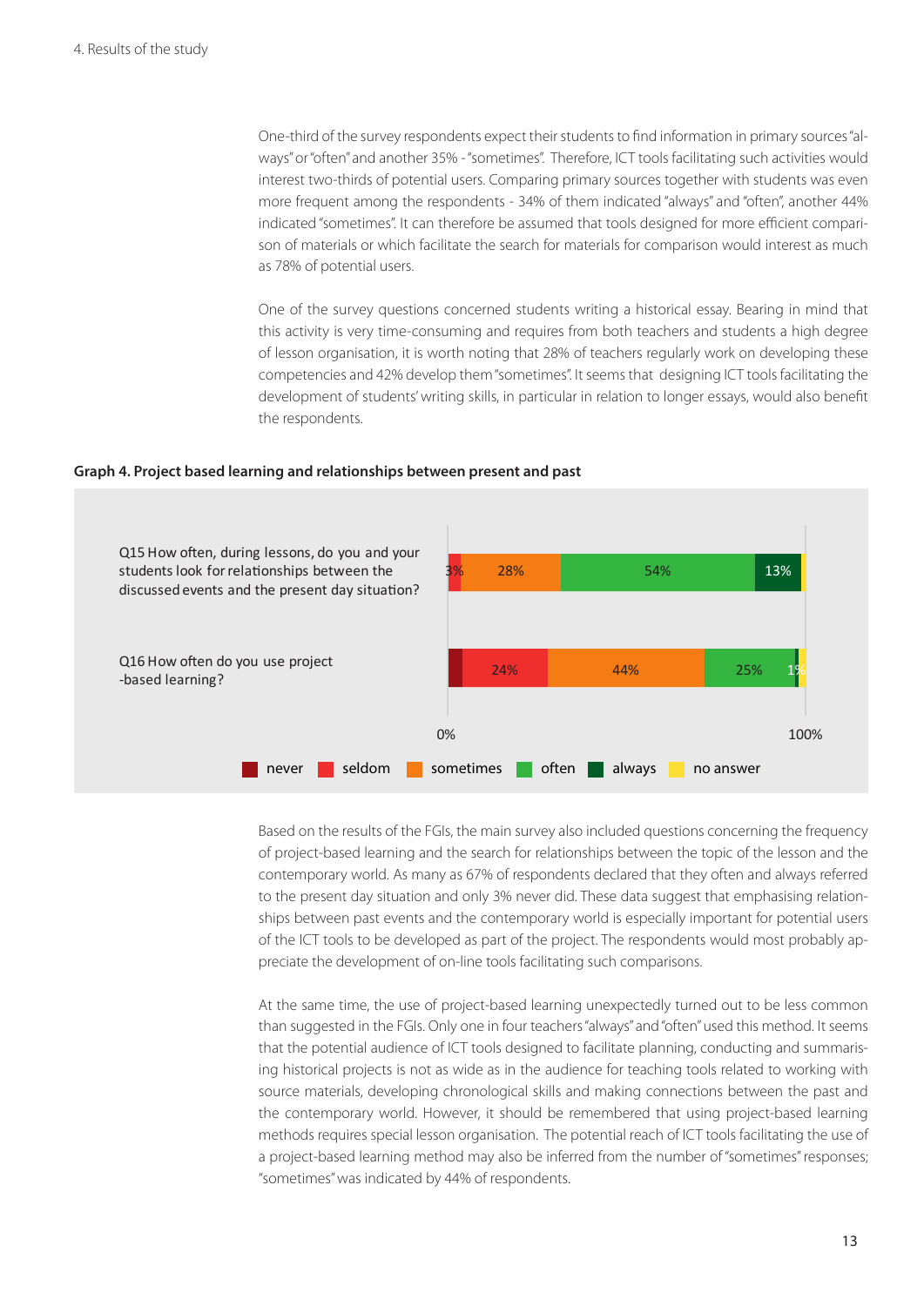One-third of the survey respondents expect their students to find information in primary sources "always" or "often" and another 35% - "sometimes". Therefore, ICT tools facilitating such activities would interest two-thirds of potential users. Comparing primary sources together with students was even more frequent among the respondents - 34% of them indicated "always" and "often", another 44% indicated "sometimes". It can therefore be assumed that tools designed for more efficient comparison of materials or which facilitate the search for materials for comparison would interest as much as 78% of potential users.

One of the survey questions concerned students writing a historical essay. Bearing in mind that this activity is very time-consuming and requires from both teachers and students a high degree of lesson organisation, it is worth noting that 28% of teachers regularly work on developing these competencies and 42% develop them "sometimes". It seems that designing ICT tools facilitating the development of students' writing skills, in particular in relation to longer essays, would also benefit the respondents.

**Graph 4. Project based learning and relationships between present and past**

| Question | never | seldom | sometimes | often | always | no answer |
|---|---|---|---|---|---|---|
| Q15 How often, during lessons, do you and your students look for relationships between the discussed events and the present day situation? | | 3% | 28% | 54% | 13% | |
| Q16 How often do you use project-based learning? | | 24% | 44% | 25% | 1% | |

Based on the results of the FGIs, the main survey also included questions concerning the frequency of project-based learning and the search for relationships between the topic of the lesson and the contemporary world. As many as 67% of respondents declared that they often and always referred to the present day situation and only 3% never did. These data suggest that emphasising relationships between past events and the contemporary world is especially important for potential users of the ICT tools to be developed as part of the project. The respondents would most probably appreciate the development of on-line tools facilitating such comparisons.

At the same time, the use of project-based learning unexpectedly turned out to be less common than suggested in the FGIs. Only one in four teachers "always" and "often" used this method. It seems that the potential audience of ICT tools designed to facilitate planning, conducting and summarising historical projects is not as wide as in the audience for teaching tools related to working with source materials, developing chronological skills and making connections between the past and the contemporary world. However, it should be remembered that using project-based learning methods requires special lesson organisation. The potential reach of ICT tools facilitating the use of a project-based learning method may also be inferred from the number of "sometimes" responses; "sometimes" was indicated by 44% of respondents.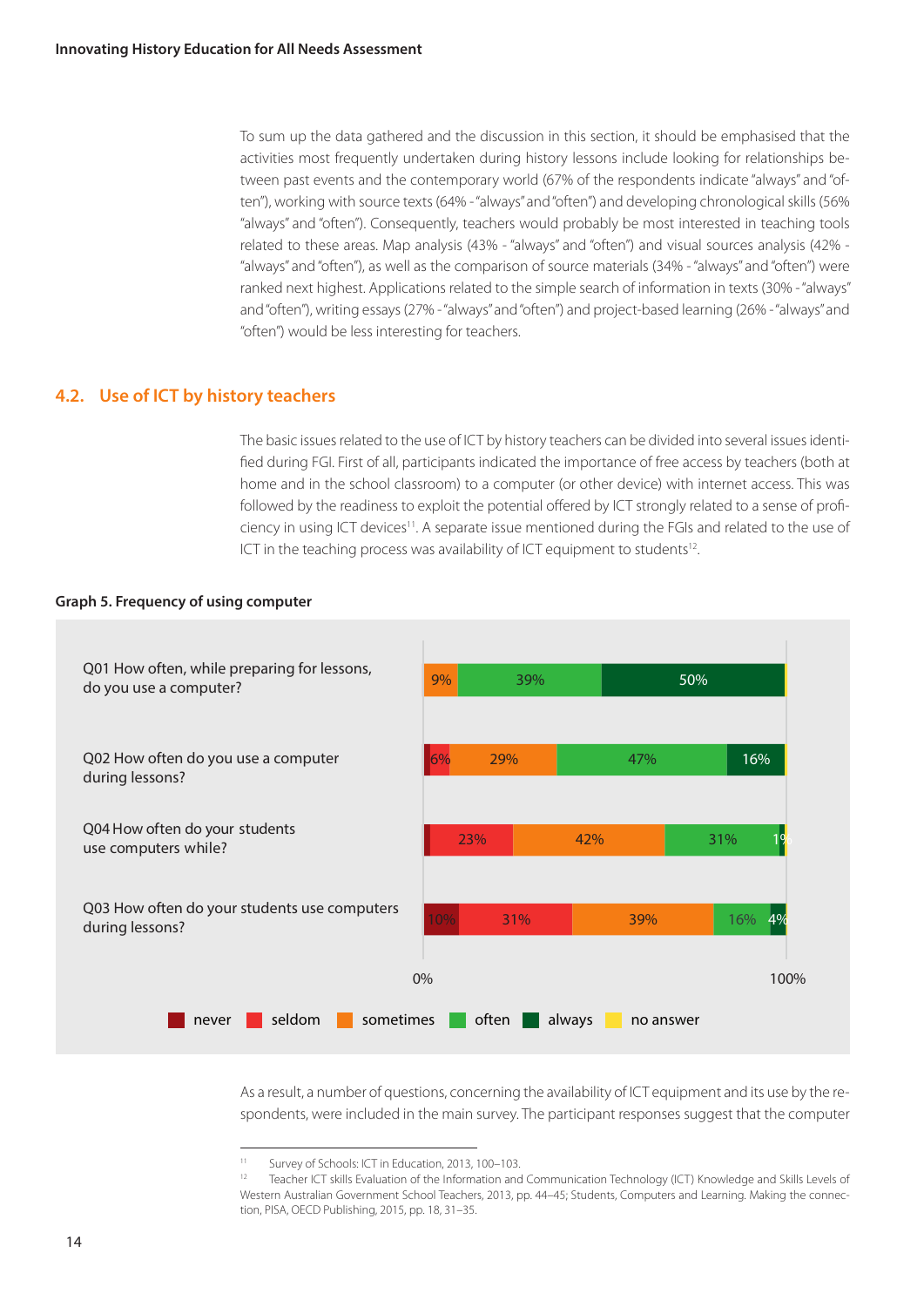To sum up the data gathered and the discussion in this section, it should be emphasised that the activities most frequently undertaken during history lessons include looking for relationships between past events and the contemporary world (67% of the respondents indicate "always" and "often"), working with source texts (64% - "always" and "often") and developing chronological skills (56% "always" and "often"). Consequently, teachers would probably be most interested in teaching tools related to these areas. Map analysis (43% - "always" and "often") and visual sources analysis (42% - "always" and "often"), as well as the comparison of source materials (34% - "always" and "often") were ranked next highest. Applications related to the simple search of information in texts (30% - "always" and "often"), writing essays (27% - "always" and "often") and project-based learning (26% - "always" and "often") would be less interesting for teachers.

## 4.2. Use of ICT by history teachers

The basic issues related to the use of ICT by history teachers can be divided into several issues identified during FGI. First of all, participants indicated the importance of free access by teachers (both at home and in the school classroom) to a computer (or other device) with internet access. This was followed by the readiness to exploit the potential offered by ICT strongly related to a sense of proficiency in using ICT devices[11]. A separate issue mentioned during the FGIs and related to the use of ICT in the teaching process was availability of ICT equipment to students[12].

**Graph 5. Frequency of using computer**

| Question | never | seldom | sometimes | often | always | no answer |
|---|---|---|---|---|---|---|
| Q01 How often, while preparing for lessons, do you use a computer? | | | 9% | 39% | 50% | |
| Q02 How often do you use a computer during lessons? | | 6% | 29% | 47% | 16% | |
| Q04 How often do your students use computers while? | | 23% | 42% | 31% | 1% | |
| Q03 How often do your students use computers during lessons? | 10% | 31% | 39% | 16% | 4% | |

As a result, a number of questions, concerning the availability of ICT equipment and its use by the respondents, were included in the main survey. The participant responses suggest that the computer

---

[11] Survey of Schools: ICT in Education, 2013, 100–103.

[12] Teacher ICT skills Evaluation of the Information and Communication Technology (ICT) Knowledge and Skills Levels of Western Australian Government School Teachers, 2013, pp. 44–45; Students, Computers and Learning. Making the connection, PISA, OECD Publishing, 2015, pp. 18, 31–35.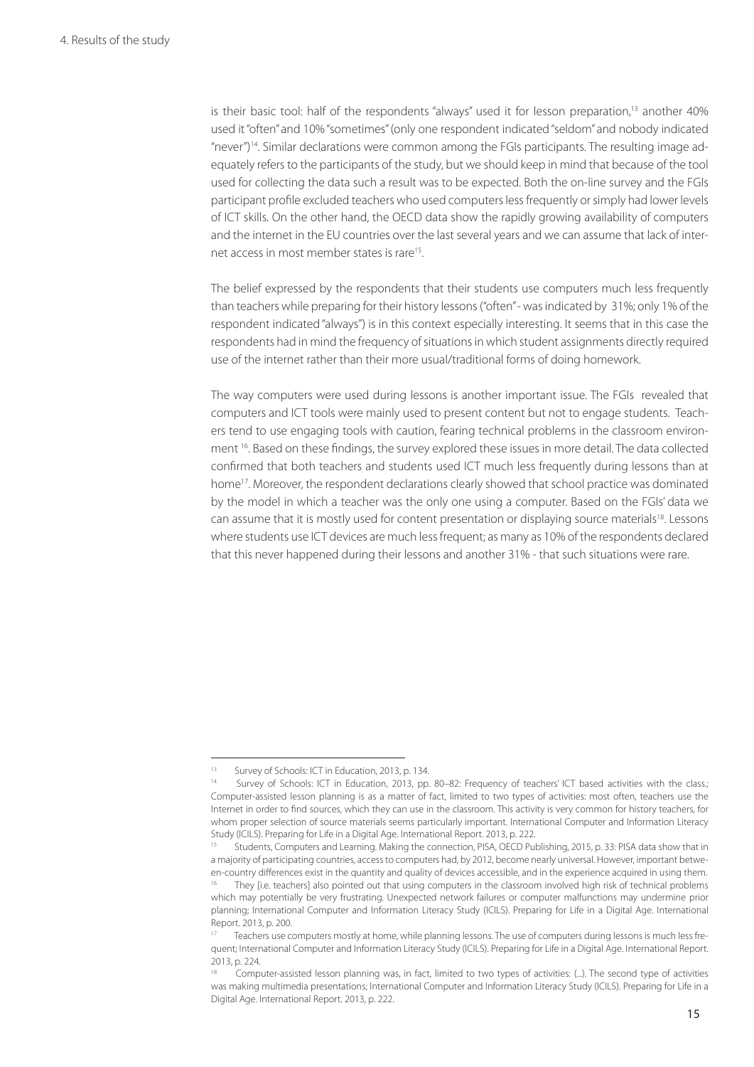is their basic tool: half of the respondents "always" used it for lesson preparation,[13] another 40% used it "often" and 10% "sometimes" (only one respondent indicated "seldom" and nobody indicated "never")[14]. Similar declarations were common among the FGIs participants. The resulting image adequately refers to the participants of the study, but we should keep in mind that because of the tool used for collecting the data such a result was to be expected. Both the on-line survey and the FGIs participant profile excluded teachers who used computers less frequently or simply had lower levels of ICT skills. On the other hand, the OECD data show the rapidly growing availability of computers and the internet in the EU countries over the last several years and we can assume that lack of internet access in most member states is rare[15].

The belief expressed by the respondents that their students use computers much less frequently than teachers while preparing for their history lessons ("often" - was indicated by 31%; only 1% of the respondent indicated "always") is in this context especially interesting. It seems that in this case the respondents had in mind the frequency of situations in which student assignments directly required use of the internet rather than their more usual/traditional forms of doing homework.

The way computers were used during lessons is another important issue. The FGIs revealed that computers and ICT tools were mainly used to present content but not to engage students. Teachers tend to use engaging tools with caution, fearing technical problems in the classroom environment [16]. Based on these findings, the survey explored these issues in more detail. The data collected confirmed that both teachers and students used ICT much less frequently during lessons than at home[17]. Moreover, the respondent declarations clearly showed that school practice was dominated by the model in which a teacher was the only one using a computer. Based on the FGIs' data we can assume that it is mostly used for content presentation or displaying source materials[18]. Lessons where students use ICT devices are much less frequent; as many as 10% of the respondents declared that this never happened during their lessons and another 31% - that such situations were rare.

---

[13] Survey of Schools: ICT in Education, 2013, p. 134.

[14] Survey of Schools: ICT in Education, 2013, pp. 80–82: Frequency of teachers' ICT based activities with the class.; Computer-assisted lesson planning is as a matter of fact, limited to two types of activities: most often, teachers use the Internet in order to find sources, which they can use in the classroom. This activity is very common for history teachers, for whom proper selection of source materials seems particularly important. International Computer and Information Literacy Study (ICILS). Preparing for Life in a Digital Age. International Report. 2013, p. 222.

[15] Students, Computers and Learning. Making the connection, PISA, OECD Publishing, 2015, p. 33: PISA data show that in a majority of participating countries, access to computers had, by 2012, become nearly universal. However, important between-country differences exist in the quantity and quality of devices accessible, and in the experience acquired in using them.

[16] They [i.e. teachers] also pointed out that using computers in the classroom involved high risk of technical problems which may potentially be very frustrating. Unexpected network failures or computer malfunctions may undermine prior planning; International Computer and Information Literacy Study (ICILS). Preparing for Life in a Digital Age. International Report. 2013, p. 200.

[17] Teachers use computers mostly at home, while planning lessons. The use of computers during lessons is much less frequent; International Computer and Information Literacy Study (ICILS). Preparing for Life in a Digital Age. International Report. 2013, p. 224.

[18] Computer-assisted lesson planning was, in fact, limited to two types of activities: (...). The second type of activities was making multimedia presentations; International Computer and Information Literacy Study (ICILS). Preparing for Life in a Digital Age. International Report. 2013, p. 222.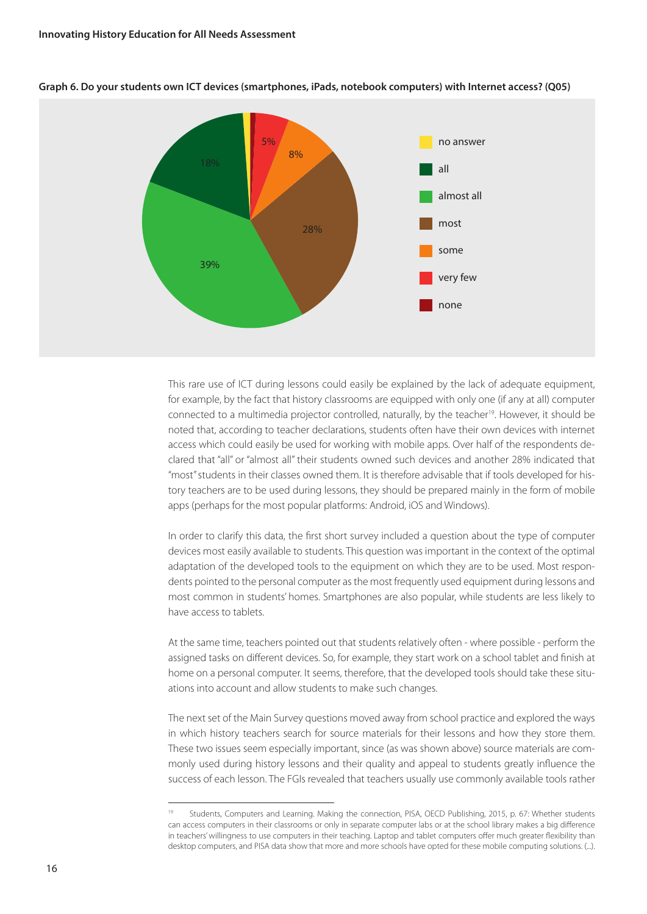**Graph 6. Do your students own ICT devices (smartphones, iPads, notebook computers) with Internet access? (Q05)**

| Answer | Share |
|---|---|
| no answer | |
| all | 18% |
| almost all | 39% |
| most | 28% |
| some | 8% |
| very few | 5% |
| none | |

This rare use of ICT during lessons could easily be explained by the lack of adequate equipment, for example, by the fact that history classrooms are equipped with only one (if any at all) computer connected to a multimedia projector controlled, naturally, by the teacher[19]. However, it should be noted that, according to teacher declarations, students often have their own devices with internet access which could easily be used for working with mobile apps. Over half of the respondents declared that "all" or "almost all" their students owned such devices and another 28% indicated that "most" students in their classes owned them. It is therefore advisable that if tools developed for history teachers are to be used during lessons, they should be prepared mainly in the form of mobile apps (perhaps for the most popular platforms: Android, iOS and Windows).

In order to clarify this data, the first short survey included a question about the type of computer devices most easily available to students. This question was important in the context of the optimal adaptation of the developed tools to the equipment on which they are to be used. Most respondents pointed to the personal computer as the most frequently used equipment during lessons and most common in students' homes. Smartphones are also popular, while students are less likely to have access to tablets.

At the same time, teachers pointed out that students relatively often - where possible - perform the assigned tasks on different devices. So, for example, they start work on a school tablet and finish at home on a personal computer. It seems, therefore, that the developed tools should take these situations into account and allow students to make such changes.

The next set of the Main Survey questions moved away from school practice and explored the ways in which history teachers search for source materials for their lessons and how they store them. These two issues seem especially important, since (as was shown above) source materials are commonly used during history lessons and their quality and appeal to students greatly influence the success of each lesson. The FGIs revealed that teachers usually use commonly available tools rather

---

[19] Students, Computers and Learning. Making the connection, PISA, OECD Publishing, 2015, p. 67: Whether students can access computers in their classrooms or only in separate computer labs or at the school library makes a big difference in teachers' willingness to use computers in their teaching. Laptop and tablet computers offer much greater flexibility than desktop computers, and PISA data show that more and more schools have opted for these mobile computing solutions. (...).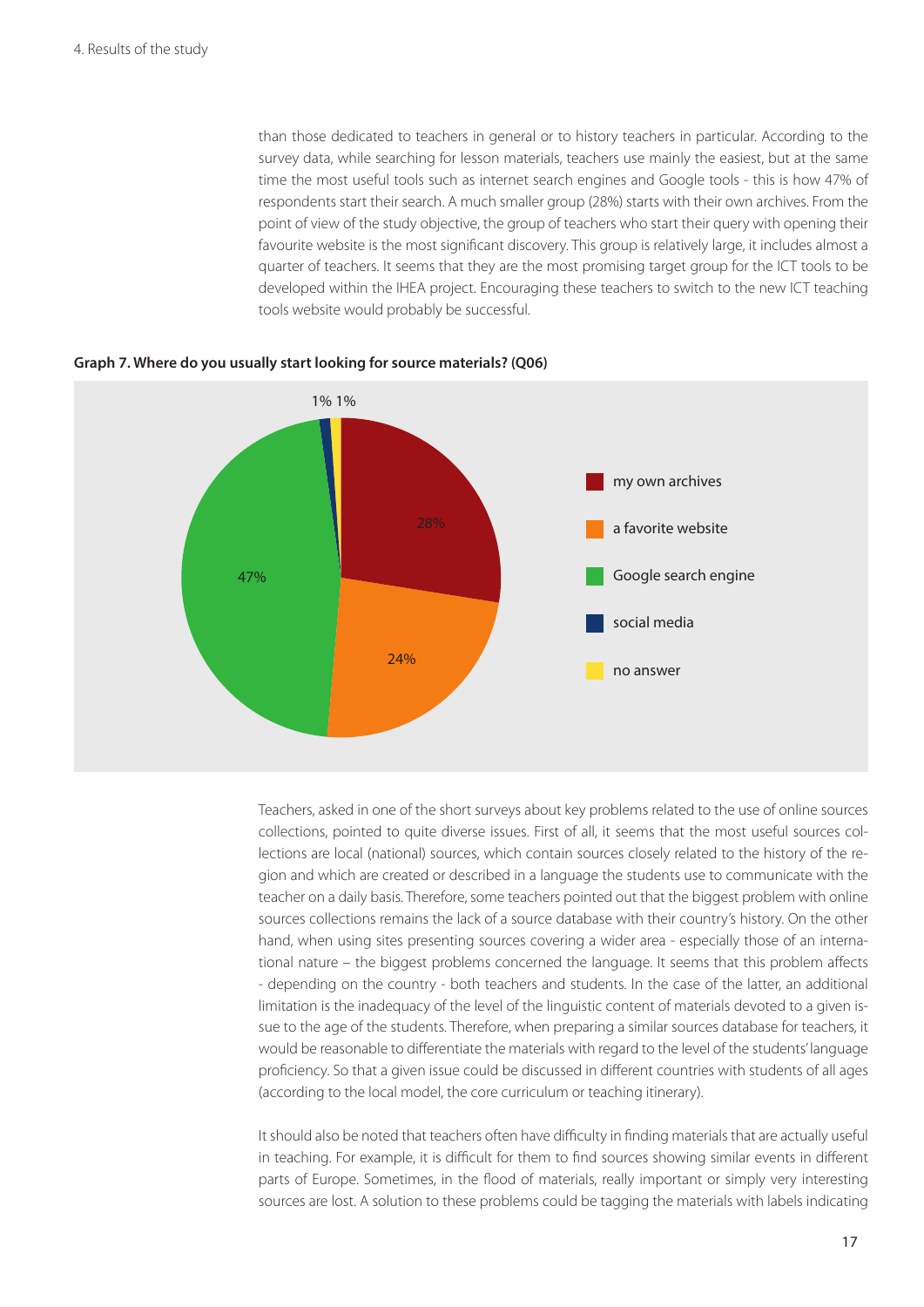than those dedicated to teachers in general or to history teachers in particular. According to the survey data, while searching for lesson materials, teachers use mainly the easiest, but at the same time the most useful tools such as internet search engines and Google tools - this is how 47% of respondents start their search. A much smaller group (28%) starts with their own archives. From the point of view of the study objective, the group of teachers who start their query with opening their favourite website is the most significant discovery. This group is relatively large, it includes almost a quarter of teachers. It seems that they are the most promising target group for the ICT tools to be developed within the IHEA project. Encouraging these teachers to switch to the new ICT teaching tools website would probably be successful.

**Graph 7. Where do you usually start looking for source materials? (Q06)**

| Answer | % |
|---|---|
| my own archives | 28% |
| a favorite website | 24% |
| Google search engine | 47% |
| social media | 1% |
| no answer | 1% |

Teachers, asked in one of the short surveys about key problems related to the use of online sources collections, pointed to quite diverse issues. First of all, it seems that the most useful sources collections are local (national) sources, which contain sources closely related to the history of the region and which are created or described in a language the students use to communicate with the teacher on a daily basis. Therefore, some teachers pointed out that the biggest problem with online sources collections remains the lack of a source database with their country's history. On the other hand, when using sites presenting sources covering a wider area - especially those of an international nature – the biggest problems concerned the language. It seems that this problem affects - depending on the country - both teachers and students. In the case of the latter, an additional limitation is the inadequacy of the level of the linguistic content of materials devoted to a given issue to the age of the students. Therefore, when preparing a similar sources database for teachers, it would be reasonable to differentiate the materials with regard to the level of the students' language proficiency. So that a given issue could be discussed in different countries with students of all ages (according to the local model, the core curriculum or teaching itinerary).

It should also be noted that teachers often have difficulty in finding materials that are actually useful in teaching. For example, it is difficult for them to find sources showing similar events in different parts of Europe. Sometimes, in the flood of materials, really important or simply very interesting sources are lost. A solution to these problems could be tagging the materials with labels indicating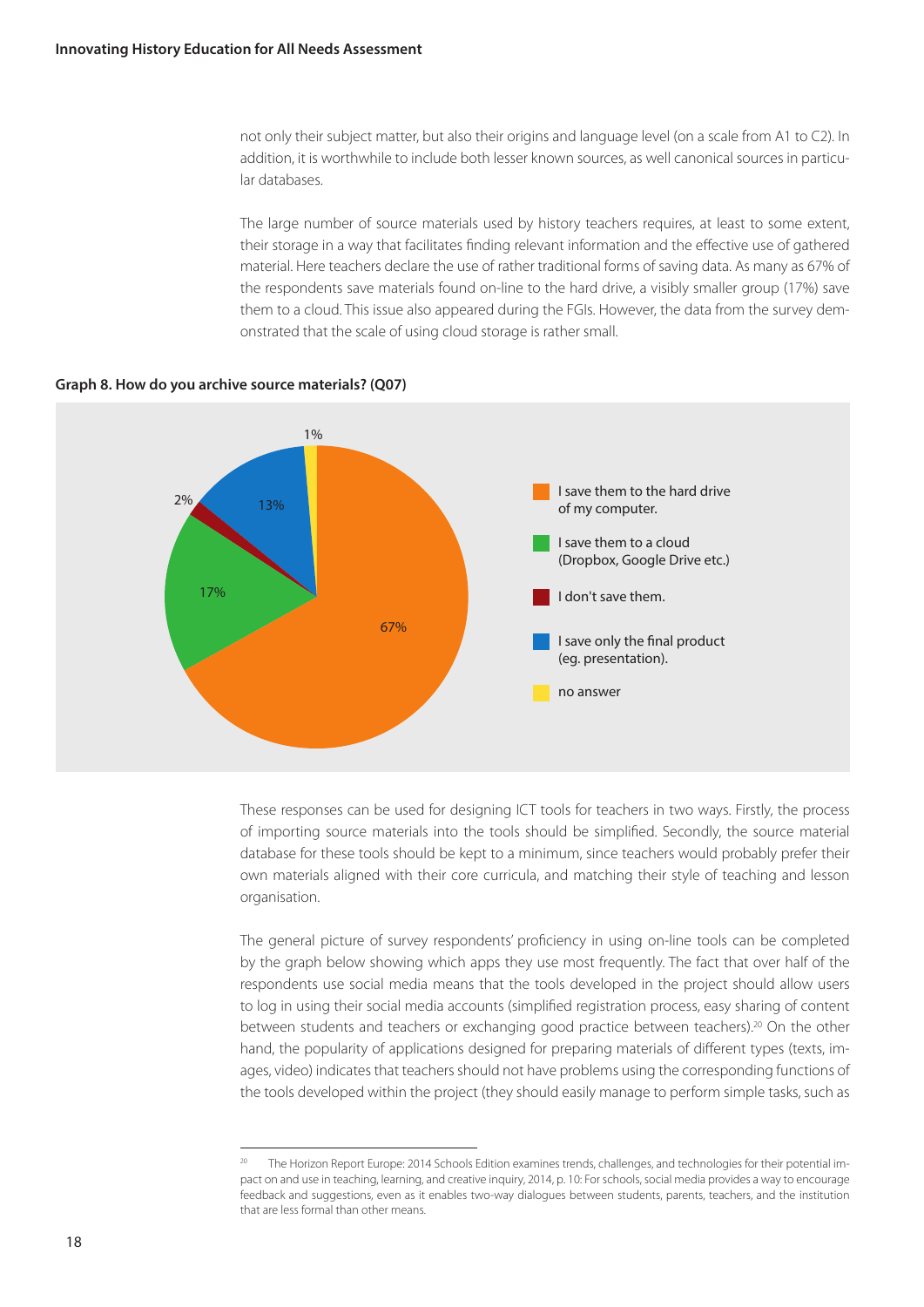not only their subject matter, but also their origins and language level (on a scale from A1 to C2). In addition, it is worthwhile to include both lesser known sources, as well canonical sources in particular databases.

The large number of source materials used by history teachers requires, at least to some extent, their storage in a way that facilitates finding relevant information and the effective use of gathered material. Here teachers declare the use of rather traditional forms of saving data. As many as 67% of the respondents save materials found on-line to the hard drive, a visibly smaller group (17%) save them to a cloud. This issue also appeared during the FGIs. However, the data from the survey demonstrated that the scale of using cloud storage is rather small.

**Graph 8. How do you archive source materials? (Q07)**

| Answer | % |
|---|---|
| I save them to the hard drive of my computer. | 67% |
| I save them to a cloud (Dropbox, Google Drive etc.) | 17% |
| I don't save them. | 2% |
| I save only the final product (eg. presentation). | 13% |
| no answer | 1% |

These responses can be used for designing ICT tools for teachers in two ways. Firstly, the process of importing source materials into the tools should be simplified. Secondly, the source material database for these tools should be kept to a minimum, since teachers would probably prefer their own materials aligned with their core curricula, and matching their style of teaching and lesson organisation.

The general picture of survey respondents' proficiency in using on-line tools can be completed by the graph below showing which apps they use most frequently. The fact that over half of the respondents use social media means that the tools developed in the project should allow users to log in using their social media accounts (simplified registration process, easy sharing of content between students and teachers or exchanging good practice between teachers).[20] On the other hand, the popularity of applications designed for preparing materials of different types (texts, images, video) indicates that teachers should not have problems using the corresponding functions of the tools developed within the project (they should easily manage to perform simple tasks, such as

[20] The Horizon Report Europe: 2014 Schools Edition examines trends, challenges, and technologies for their potential impact on and use in teaching, learning, and creative inquiry, 2014, p. 10: For schools, social media provides a way to encourage feedback and suggestions, even as it enables two-way dialogues between students, parents, teachers, and the institution that are less formal than other means.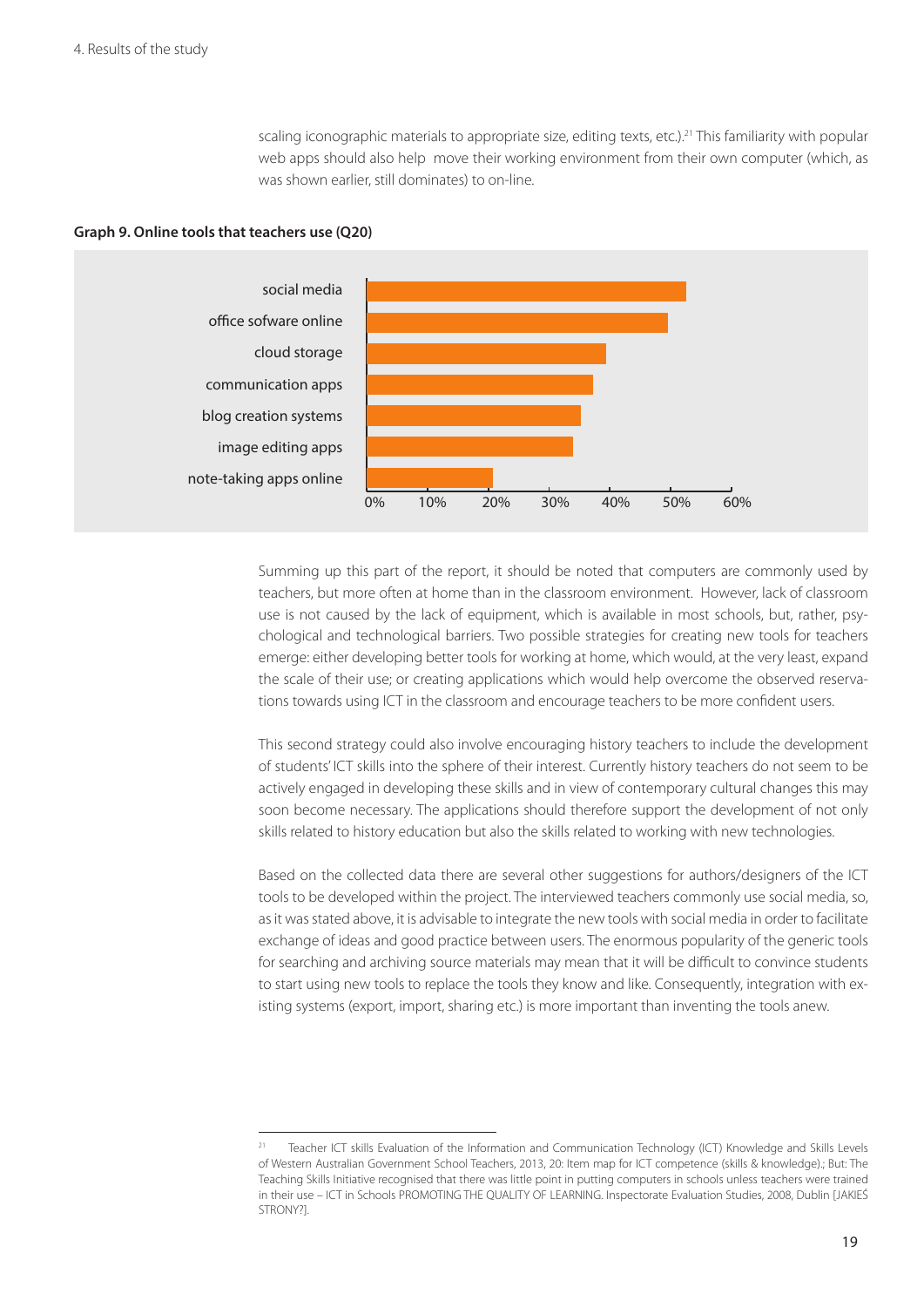scaling iconographic materials to appropriate size, editing texts, etc.).[21] This familiarity with popular web apps should also help move their working environment from their own computer (which, as was shown earlier, still dominates) to on-line.

**Graph 9. Online tools that teachers use (Q20)**

| Tool | Share |
|---|---|
| social media | ~52% |
| office sofware online | ~49% |
| cloud storage | ~39% |
| communication apps | ~37% |
| blog creation systems | ~35% |
| image editing apps | ~34% |
| note-taking apps online | ~21% |

Summing up this part of the report, it should be noted that computers are commonly used by teachers, but more often at home than in the classroom environment. However, lack of classroom use is not caused by the lack of equipment, which is available in most schools, but, rather, psychological and technological barriers. Two possible strategies for creating new tools for teachers emerge: either developing better tools for working at home, which would, at the very least, expand the scale of their use; or creating applications which would help overcome the observed reservations towards using ICT in the classroom and encourage teachers to be more confident users.

This second strategy could also involve encouraging history teachers to include the development of students' ICT skills into the sphere of their interest. Currently history teachers do not seem to be actively engaged in developing these skills and in view of contemporary cultural changes this may soon become necessary. The applications should therefore support the development of not only skills related to history education but also the skills related to working with new technologies.

Based on the collected data there are several other suggestions for authors/designers of the ICT tools to be developed within the project. The interviewed teachers commonly use social media, so, as it was stated above, it is advisable to integrate the new tools with social media in order to facilitate exchange of ideas and good practice between users. The enormous popularity of the generic tools for searching and archiving source materials may mean that it will be difficult to convince students to start using new tools to replace the tools they know and like. Consequently, integration with existing systems (export, import, sharing etc.) is more important than inventing the tools anew.

---

[21] Teacher ICT skills Evaluation of the Information and Communication Technology (ICT) Knowledge and Skills Levels of Western Australian Government School Teachers, 2013, 20: Item map for ICT competence (skills & knowledge).; But: The Teaching Skills Initiative recognised that there was little point in putting computers in schools unless teachers were trained in their use – ICT in Schools PROMOTING THE QUALITY OF LEARNING. Inspectorate Evaluation Studies, 2008, Dublin [JAKIEŚ STRONY?].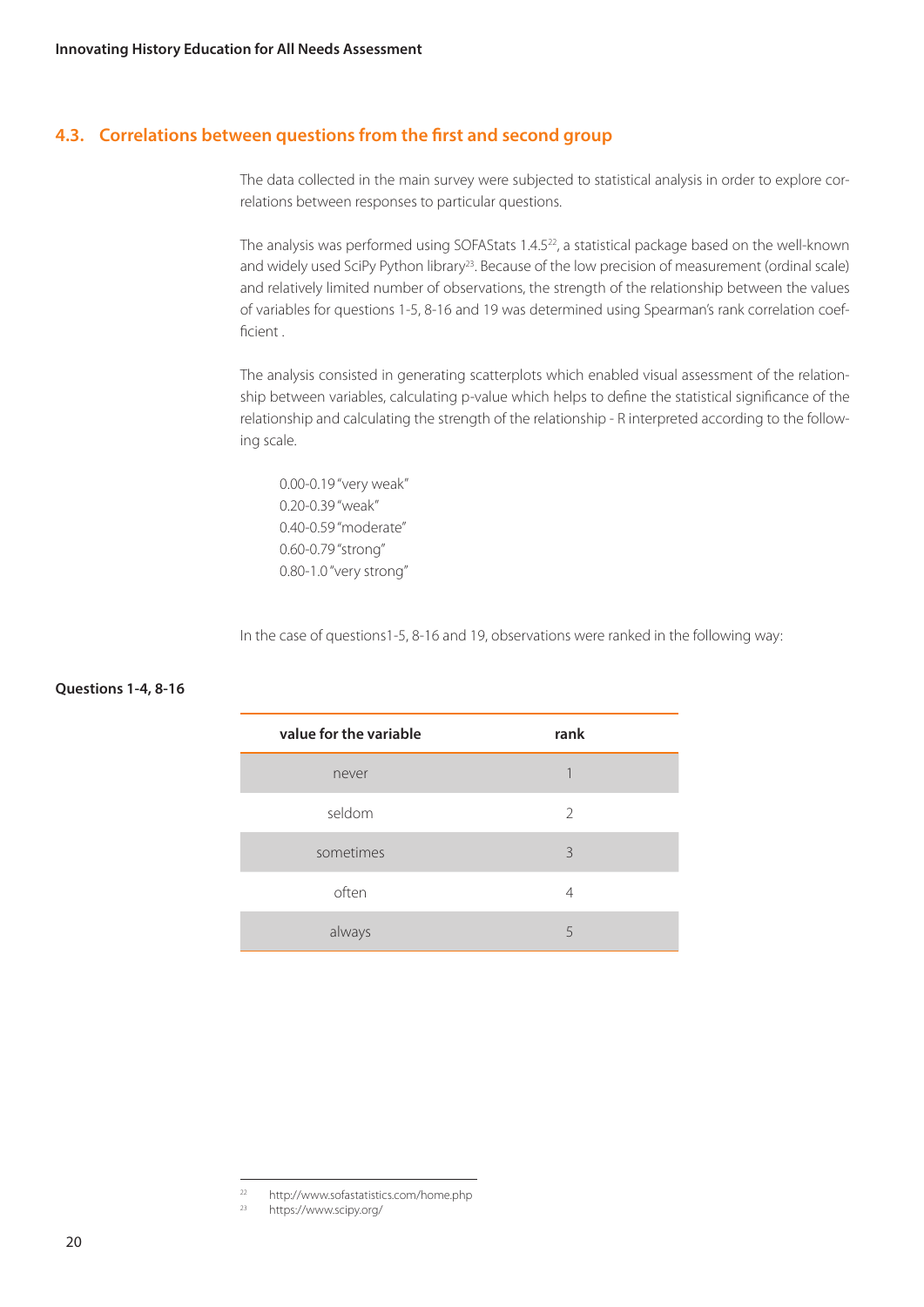## 4.3. Correlations between questions from the first and second group

The data collected in the main survey were subjected to statistical analysis in order to explore correlations between responses to particular questions.

The analysis was performed using SOFAStats 1.4.5[22], a statistical package based on the well-known and widely used SciPy Python library[23]. Because of the low precision of measurement (ordinal scale) and relatively limited number of observations, the strength of the relationship between the values of variables for questions 1-5, 8-16 and 19 was determined using Spearman's rank correlation coefficient .

The analysis consisted in generating scatterplots which enabled visual assessment of the relationship between variables, calculating p-value which helps to define the statistical significance of the relationship and calculating the strength of the relationship - R interpreted according to the following scale.

0.00-0.19 "very weak"
0.20-0.39 "weak"
0.40-0.59 "moderate"
0.60-0.79 "strong"
0.80-1.0 "very strong"

In the case of questions1-5, 8-16 and 19, observations were ranked in the following way:

**Questions 1-4, 8-16**

| value for the variable | rank |
|---|---|
| never | 1 |
| seldom | 2 |
| sometimes | 3 |
| often | 4 |
| always | 5 |

[22] http://www.sofastatistics.com/home.php

[23] https://www.scipy.org/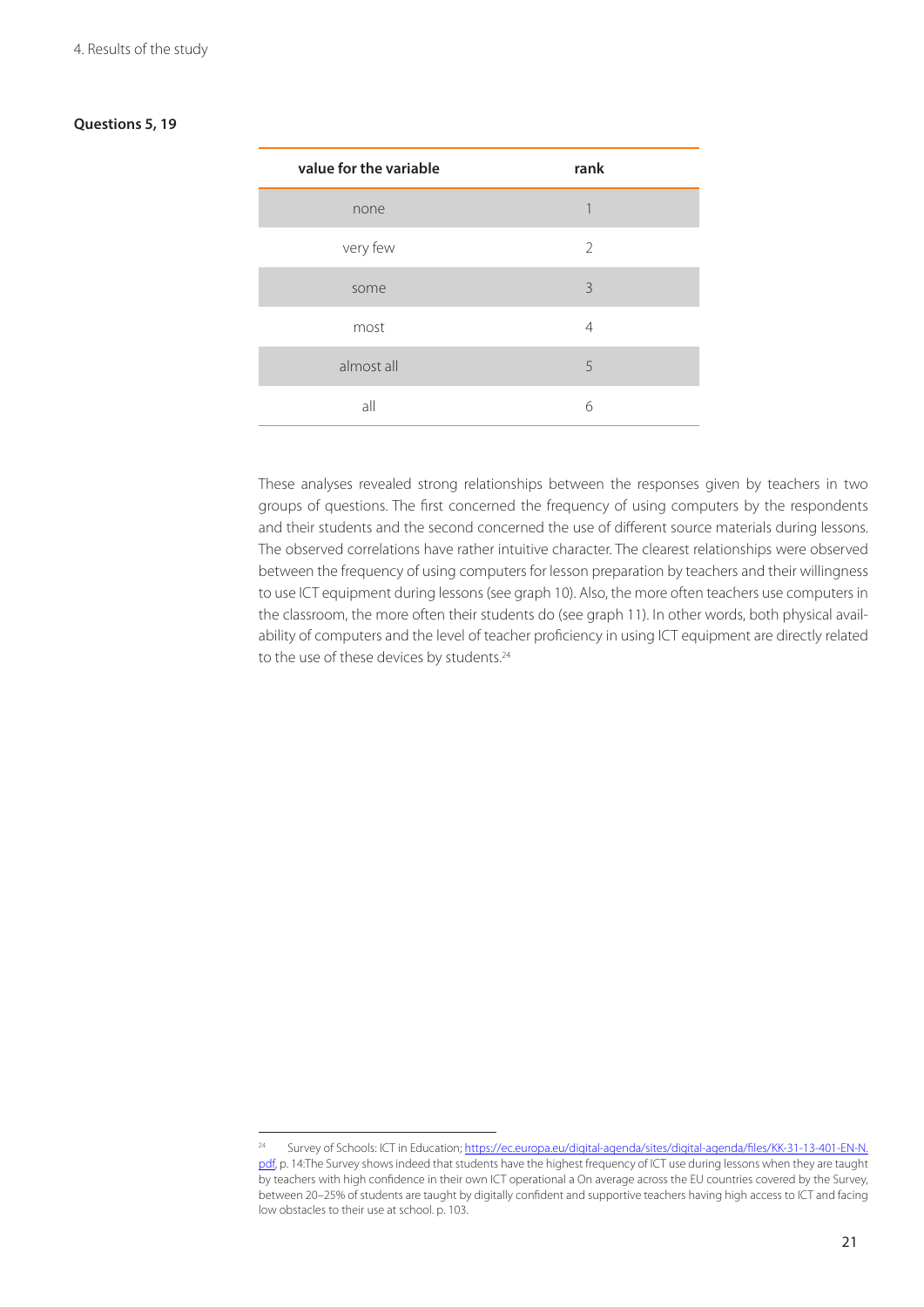**Questions 5, 19**

| value for the variable | rank |
|---|---|
| none | 1 |
| very few | 2 |
| some | 3 |
| most | 4 |
| almost all | 5 |
| all | 6 |

These analyses revealed strong relationships between the responses given by teachers in two groups of questions. The first concerned the frequency of using computers by the respondents and their students and the second concerned the use of different source materials during lessons. The observed correlations have rather intuitive character. The clearest relationships were observed between the frequency of using computers for lesson preparation by teachers and their willingness to use ICT equipment during lessons (see graph 10). Also, the more often teachers use computers in the classroom, the more often their students do (see graph 11). In other words, both physical availability of computers and the level of teacher proficiency in using ICT equipment are directly related to the use of these devices by students.[24]

---

[24] Survey of Schools: ICT in Education; https://ec.europa.eu/digital-agenda/sites/digital-agenda/files/KK-31-13-401-EN-N.pdf, p. 14:The Survey shows indeed that students have the highest frequency of ICT use during lessons when they are taught by teachers with high confidence in their own ICT operational a On average across the EU countries covered by the Survey, between 20–25% of students are taught by digitally confident and supportive teachers having high access to ICT and facing low obstacles to their use at school. p. 103.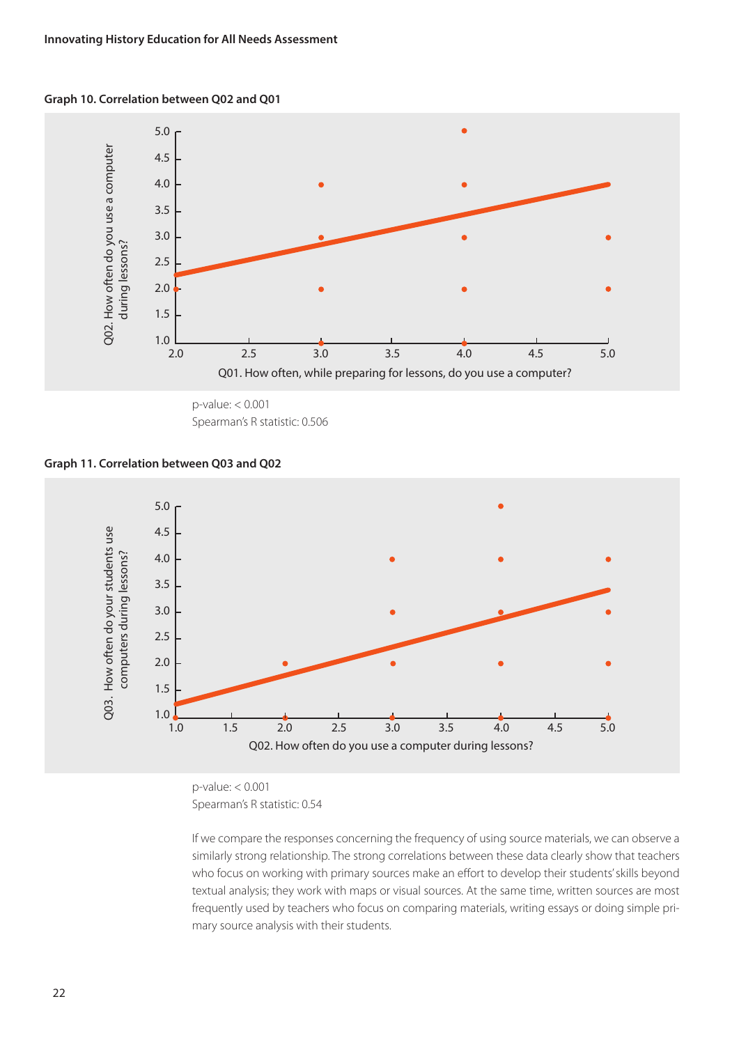**Graph 10. Correlation between Q02 and Q01**

p-value: < 0.001
Spearman's R statistic: 0.506

**Graph 11. Correlation between Q03 and Q02**

p-value: < 0.001
Spearman's R statistic: 0.54

If we compare the responses concerning the frequency of using source materials, we can observe a similarly strong relationship. The strong correlations between these data clearly show that teachers who focus on working with primary sources make an effort to develop their students' skills beyond textual analysis; they work with maps or visual sources. At the same time, written sources are most frequently used by teachers who focus on comparing materials, writing essays or doing simple primary source analysis with their students.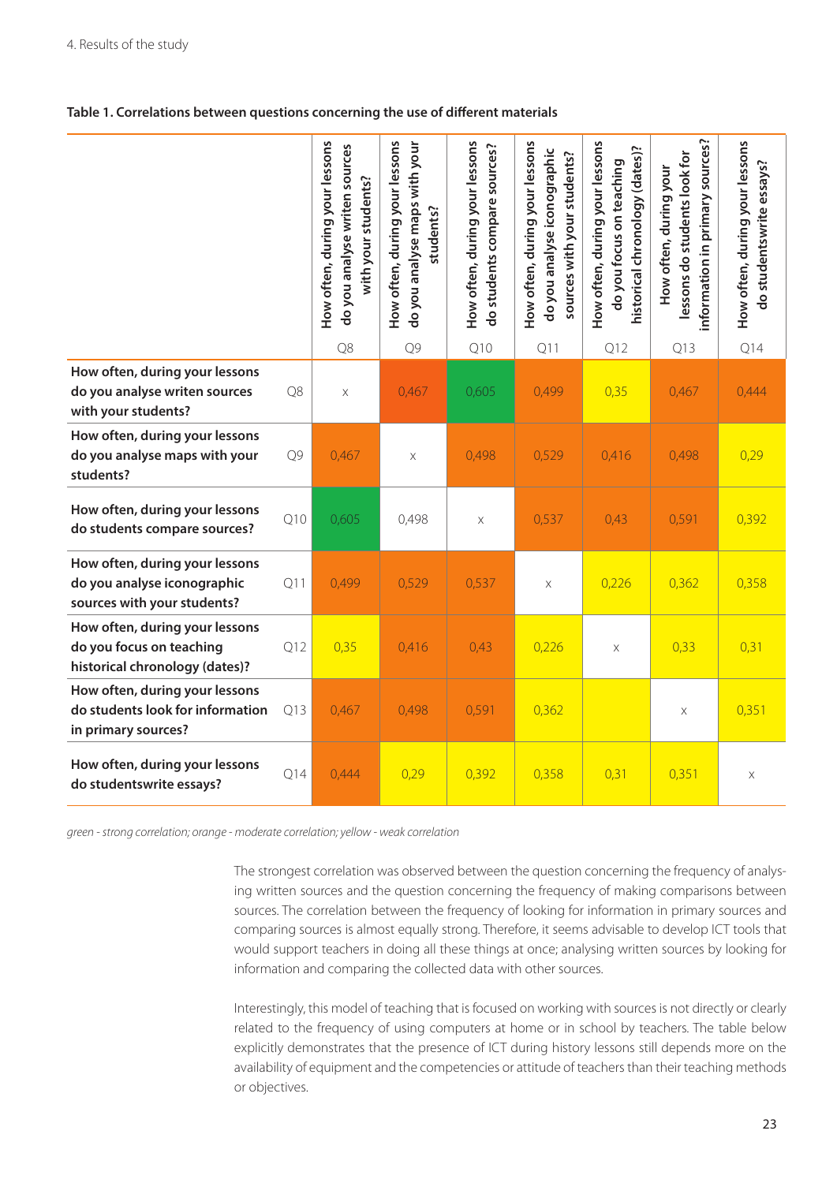**Table 1. Correlations between questions concerning the use of different materials**

| | | How often, during your lessons do you analyse writen sources with your students? Q8 | How often, during your lessons do you analyse maps with your students? Q9 | How often, during your lessons do students compare sources? Q10 | How often, during your lessons do you analyse iconographic sources with your students? Q11 | How often, during your lessons do you focus on teaching historical chronology (dates)? Q12 | How often, during your lessons do students look for information in primary sources? Q13 | How often, during your lessons do studentswrite essays? Q14 |
|---|---|---|---|---|---|---|---|---|
| **How often, during your lessons do you analyse writen sources with your students?** | Q8 | x | 0,467 | 0,605 | 0,499 | 0,35 | 0,467 | 0,444 |
| **How often, during your lessons do you analyse maps with your students?** | Q9 | 0,467 | x | 0,498 | 0,529 | 0,416 | 0,498 | 0,29 |
| **How often, during your lessons do students compare sources?** | Q10 | 0,605 | 0,498 | x | 0,537 | 0,43 | 0,591 | 0,392 |
| **How often, during your lessons do you analyse iconographic sources with your students?** | Q11 | 0,499 | 0,529 | 0,537 | x | 0,226 | 0,362 | 0,358 |
| **How often, during your lessons do you focus on teaching historical chronology (dates)?** | Q12 | 0,35 | 0,416 | 0,43 | 0,226 | x | 0,33 | 0,31 |
| **How often, during your lessons do students look for information in primary sources?** | Q13 | 0,467 | 0,498 | 0,591 | 0,362 | | x | 0,351 |
| **How often, during your lessons do studentswrite essays?** | Q14 | 0,444 | 0,29 | 0,392 | 0,358 | 0,31 | 0,351 | x |

*green - strong correlation; orange - moderate correlation; yellow - weak correlation*

The strongest correlation was observed between the question concerning the frequency of analysing written sources and the question concerning the frequency of making comparisons between sources. The correlation between the frequency of looking for information in primary sources and comparing sources is almost equally strong. Therefore, it seems advisable to develop ICT tools that would support teachers in doing all these things at once; analysing written sources by looking for information and comparing the collected data with other sources.

Interestingly, this model of teaching that is focused on working with sources is not directly or clearly related to the frequency of using computers at home or in school by teachers. The table below explicitly demonstrates that the presence of ICT during history lessons still depends more on the availability of equipment and the competencies or attitude of teachers than their teaching methods or objectives.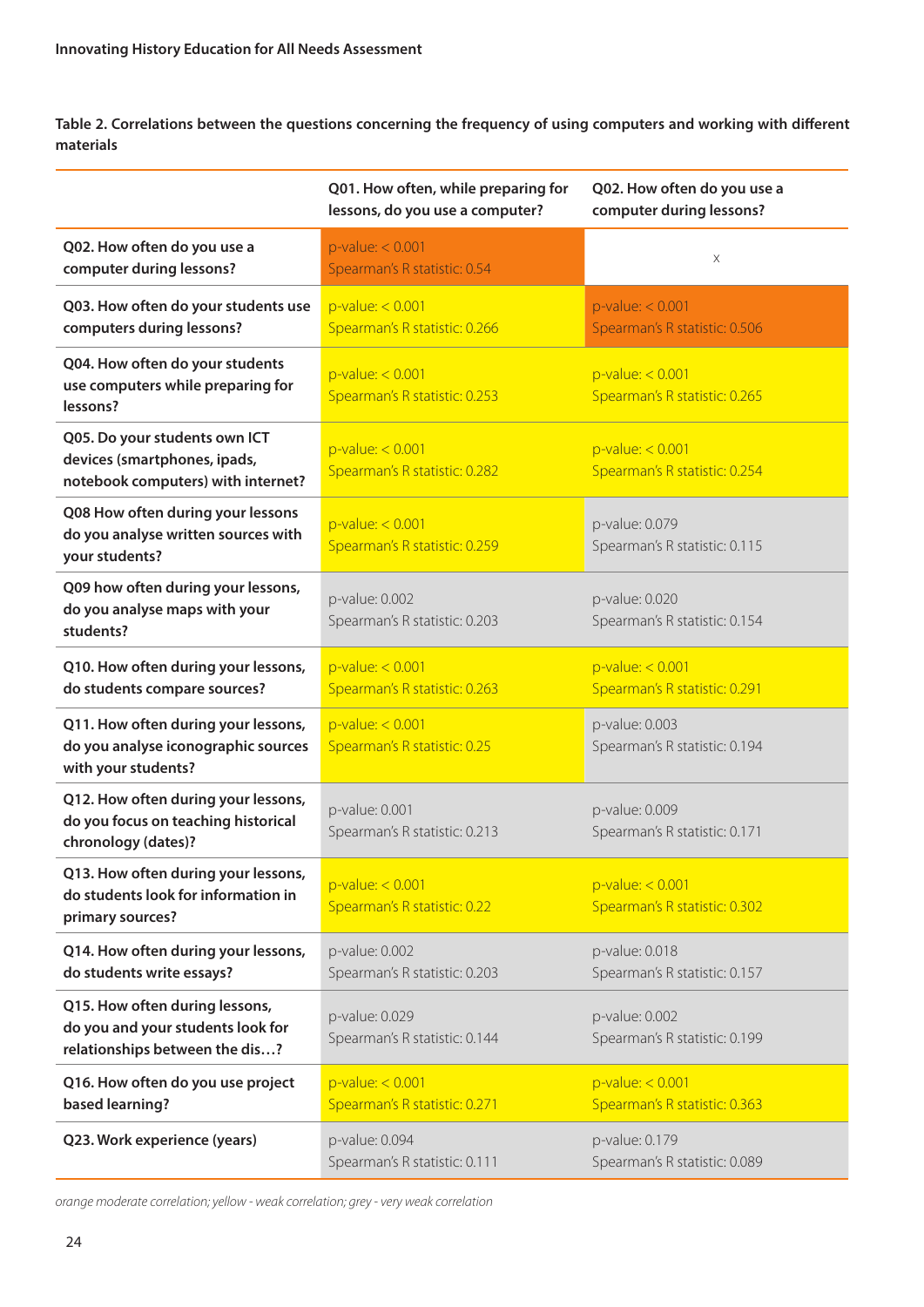**Table 2. Correlations between the questions concerning the frequency of using computers and working with different materials**

| | Q01. How often, while preparing for lessons, do you use a computer? | Q02. How often do you use a computer during lessons? |
|---|---|---|
| Q02. How often do you use a computer during lessons? | p-value: < 0.001 Spearman's R statistic: 0.54 | x |
| Q03. How often do your students use computers during lessons? | p-value: < 0.001 Spearman's R statistic: 0.266 | p-value: < 0.001 Spearman's R statistic: 0.506 |
| Q04. How often do your students use computers while preparing for lessons? | p-value: < 0.001 Spearman's R statistic: 0.253 | p-value: < 0.001 Spearman's R statistic: 0.265 |
| Q05. Do your students own ICT devices (smartphones, ipads, notebook computers) with internet? | p-value: < 0.001 Spearman's R statistic: 0.282 | p-value: < 0.001 Spearman's R statistic: 0.254 |
| Q08 How often during your lessons do you analyse written sources with your students? | p-value: < 0.001 Spearman's R statistic: 0.259 | p-value: 0.079 Spearman's R statistic: 0.115 |
| Q09 how often during your lessons, do you analyse maps with your students? | p-value: 0.002 Spearman's R statistic: 0.203 | p-value: 0.020 Spearman's R statistic: 0.154 |
| Q10. How often during your lessons, do students compare sources? | p-value: < 0.001 Spearman's R statistic: 0.263 | p-value: < 0.001 Spearman's R statistic: 0.291 |
| Q11. How often during your lessons, do you analyse iconographic sources with your students? | p-value: < 0.001 Spearman's R statistic: 0.25 | p-value: 0.003 Spearman's R statistic: 0.194 |
| Q12. How often during your lessons, do you focus on teaching historical chronology (dates)? | p-value: 0.001 Spearman's R statistic: 0.213 | p-value: 0.009 Spearman's R statistic: 0.171 |
| Q13. How often during your lessons, do students look for information in primary sources? | p-value: < 0.001 Spearman's R statistic: 0.22 | p-value: < 0.001 Spearman's R statistic: 0.302 |
| Q14. How often during your lessons, do students write essays? | p-value: 0.002 Spearman's R statistic: 0.203 | p-value: 0.018 Spearman's R statistic: 0.157 |
| Q15. How often during lessons, do you and your students look for relationships between the dis…? | p-value: 0.029 Spearman's R statistic: 0.144 | p-value: 0.002 Spearman's R statistic: 0.199 |
| Q16. How often do you use project based learning? | p-value: < 0.001 Spearman's R statistic: 0.271 | p-value: < 0.001 Spearman's R statistic: 0.363 |
| Q23. Work experience (years) | p-value: 0.094 Spearman's R statistic: 0.111 | p-value: 0.179 Spearman's R statistic: 0.089 |

*orange moderate correlation; yellow - weak correlation; grey - very weak correlation*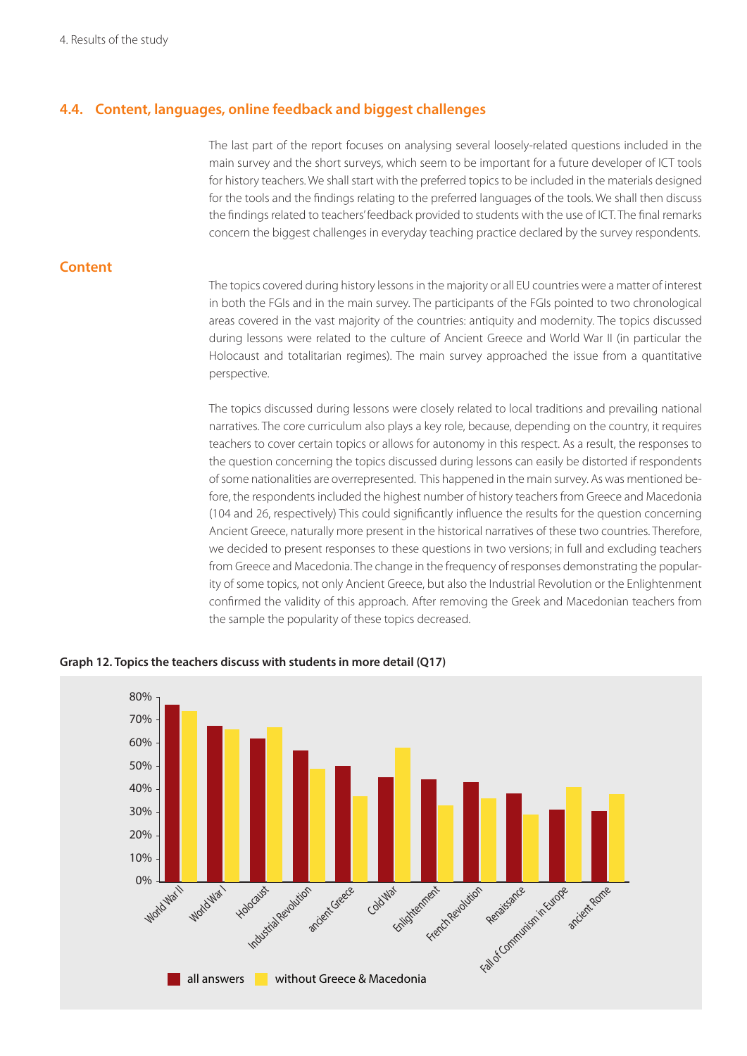## 4.4. Content, languages, online feedback and biggest challenges

The last part of the report focuses on analysing several loosely-related questions included in the main survey and the short surveys, which seem to be important for a future developer of ICT tools for history teachers. We shall start with the preferred topics to be included in the materials designed for the tools and the findings relating to the preferred languages of the tools. We shall then discuss the findings related to teachers' feedback provided to students with the use of ICT. The final remarks concern the biggest challenges in everyday teaching practice declared by the survey respondents.

### Content

The topics covered during history lessons in the majority or all EU countries were a matter of interest in both the FGIs and in the main survey. The participants of the FGIs pointed to two chronological areas covered in the vast majority of the countries: antiquity and modernity. The topics discussed during lessons were related to the culture of Ancient Greece and World War II (in particular the Holocaust and totalitarian regimes). The main survey approached the issue from a quantitative perspective.

The topics discussed during lessons were closely related to local traditions and prevailing national narratives. The core curriculum also plays a key role, because, depending on the country, it requires teachers to cover certain topics or allows for autonomy in this respect. As a result, the responses to the question concerning the topics discussed during lessons can easily be distorted if respondents of some nationalities are overrepresented. This happened in the main survey. As was mentioned before, the respondents included the highest number of history teachers from Greece and Macedonia (104 and 26, respectively) This could significantly influence the results for the question concerning Ancient Greece, naturally more present in the historical narratives of these two countries. Therefore, we decided to present responses to these questions in two versions; in full and excluding teachers from Greece and Macedonia. The change in the frequency of responses demonstrating the popularity of some topics, not only Ancient Greece, but also the Industrial Revolution or the Enlightenment confirmed the validity of this approach. After removing the Greek and Macedonian teachers from the sample the popularity of these topics decreased.

**Graph 12. Topics the teachers discuss with students in more detail (Q17)**

| Topic | all answers | without Greece & Macedonia |
|---|---|---|
| World War II | 77% | 74% |
| World War I | 67% | 66% |
| Holocaust | 62% | 67% |
| Industrial Revolution | 57% | 49% |
| ancient Greece | 50% | 37% |
| Cold War | 45% | 58% |
| Enlightenment | 44% | 33% |
| French Revolution | 43% | 36% |
| Renaissance | 38% | 29% |
| Fall of Communism in Europe | 31% | 41% |
| ancient Rome | 31% | 38% |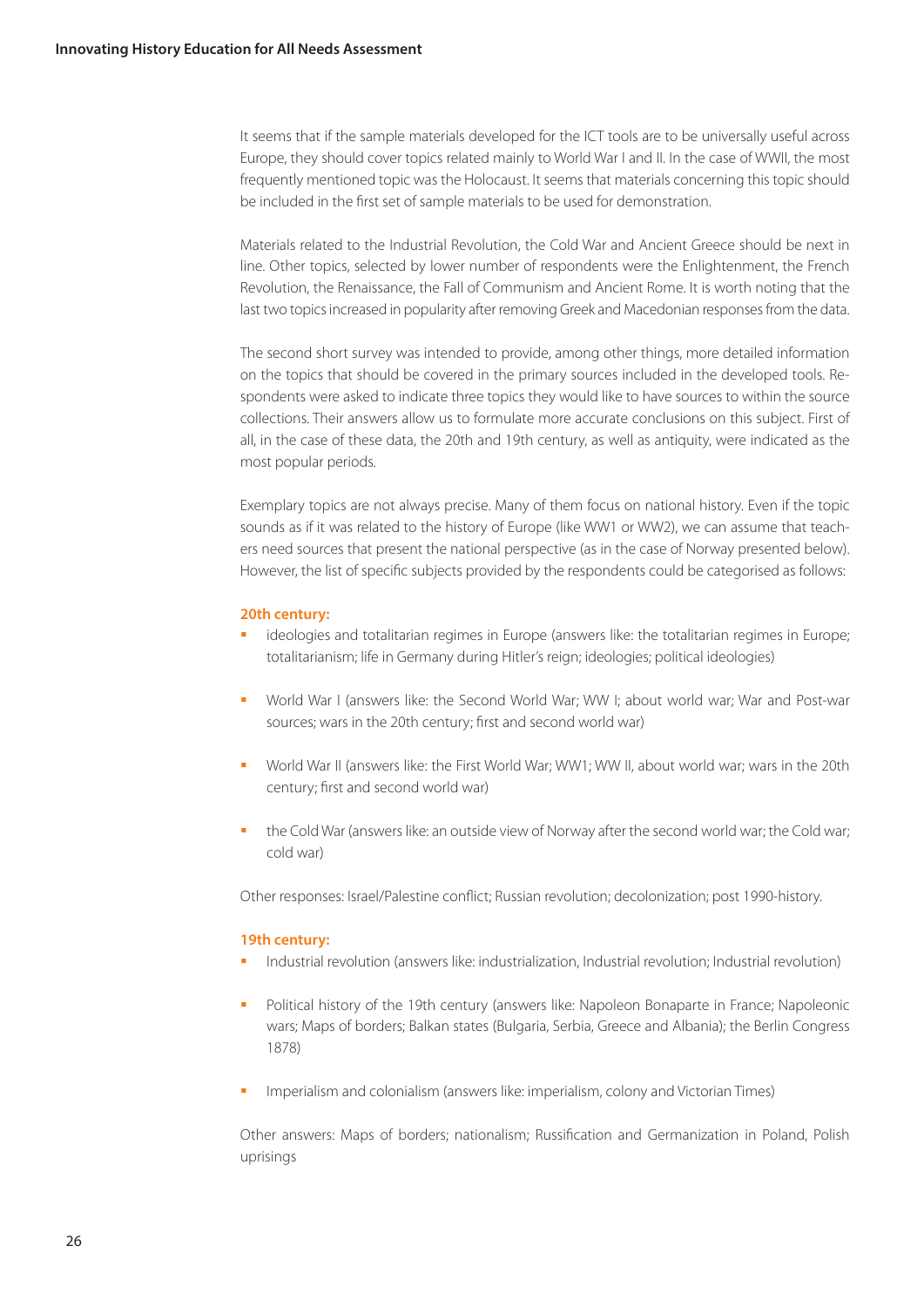It seems that if the sample materials developed for the ICT tools are to be universally useful across Europe, they should cover topics related mainly to World War I and II. In the case of WWII, the most frequently mentioned topic was the Holocaust. It seems that materials concerning this topic should be included in the first set of sample materials to be used for demonstration.

Materials related to the Industrial Revolution, the Cold War and Ancient Greece should be next in line. Other topics, selected by lower number of respondents were the Enlightenment, the French Revolution, the Renaissance, the Fall of Communism and Ancient Rome. It is worth noting that the last two topics increased in popularity after removing Greek and Macedonian responses from the data.

The second short survey was intended to provide, among other things, more detailed information on the topics that should be covered in the primary sources included in the developed tools. Respondents were asked to indicate three topics they would like to have sources to within the source collections. Their answers allow us to formulate more accurate conclusions on this subject. First of all, in the case of these data, the 20th and 19th century, as well as antiquity, were indicated as the most popular periods.

Exemplary topics are not always precise. Many of them focus on national history. Even if the topic sounds as if it was related to the history of Europe (like WW1 or WW2), we can assume that teachers need sources that present the national perspective (as in the case of Norway presented below). However, the list of specific subjects provided by the respondents could be categorised as follows:

**20th century:**

- ideologies and totalitarian regimes in Europe (answers like: the totalitarian regimes in Europe; totalitarianism; life in Germany during Hitler's reign; ideologies; political ideologies)
- World War I (answers like: the Second World War; WW I; about world war; War and Post-war sources; wars in the 20th century; first and second world war)
- World War II (answers like: the First World War; WW1; WW II, about world war; wars in the 20th century; first and second world war)
- the Cold War (answers like: an outside view of Norway after the second world war; the Cold war; cold war)

Other responses: Israel/Palestine conflict; Russian revolution; decolonization; post 1990-history.

**19th century:**

- Industrial revolution (answers like: industrialization, Industrial revolution; Industrial revolution)
- Political history of the 19th century (answers like: Napoleon Bonaparte in France; Napoleonic wars; Maps of borders; Balkan states (Bulgaria, Serbia, Greece and Albania); the Berlin Congress 1878)
- Imperialism and colonialism (answers like: imperialism, colony and Victorian Times)

Other answers: Maps of borders; nationalism; Russification and Germanization in Poland, Polish uprisings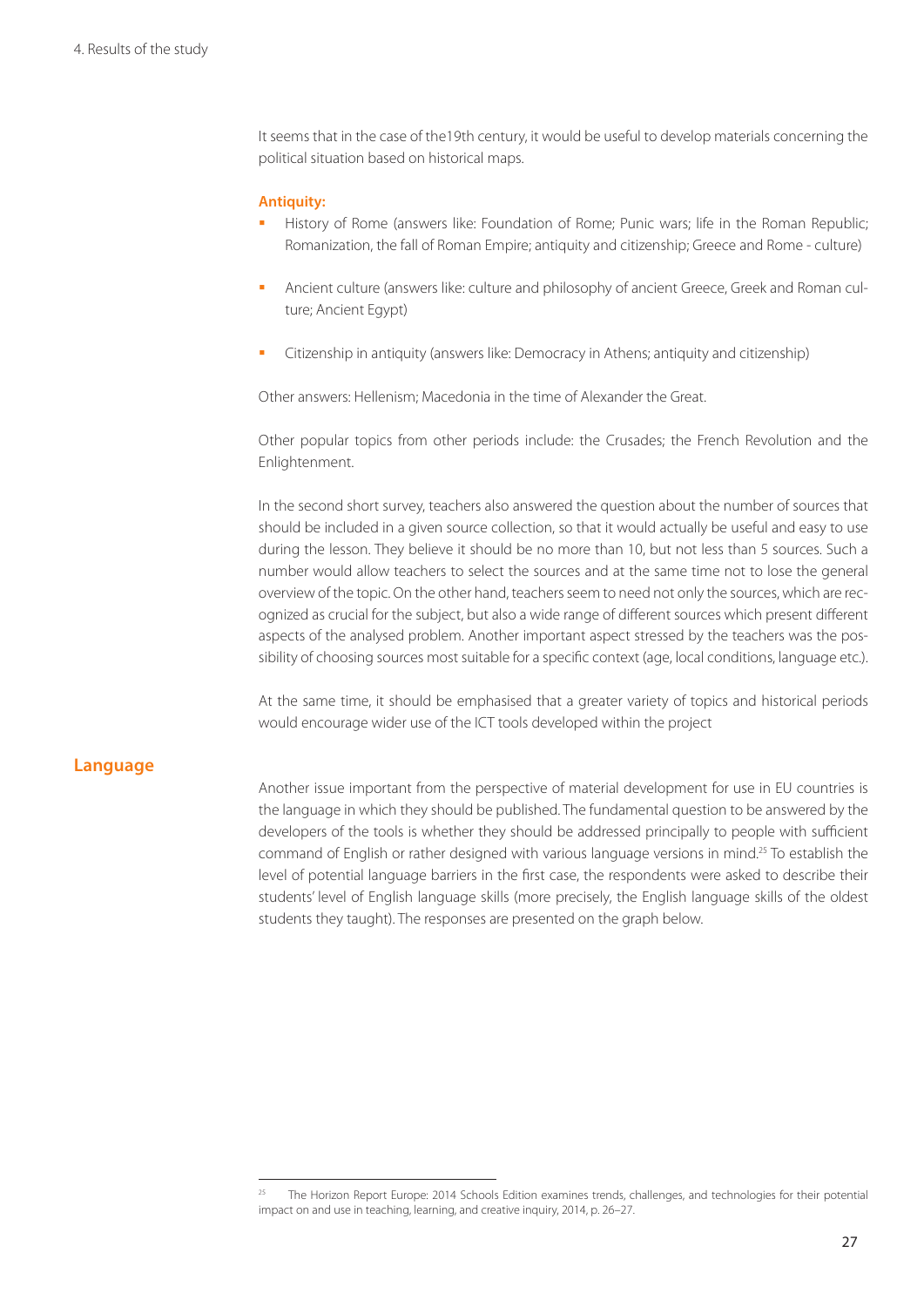It seems that in the case of the19th century, it would be useful to develop materials concerning the political situation based on historical maps.

**Antiquity:**

- History of Rome (answers like: Foundation of Rome; Punic wars; life in the Roman Republic; Romanization, the fall of Roman Empire; antiquity and citizenship; Greece and Rome - culture)
- Ancient culture (answers like: culture and philosophy of ancient Greece, Greek and Roman culture; Ancient Egypt)
- Citizenship in antiquity (answers like: Democracy in Athens; antiquity and citizenship)

Other answers: Hellenism; Macedonia in the time of Alexander the Great.

Other popular topics from other periods include: the Crusades; the French Revolution and the Enlightenment.

In the second short survey, teachers also answered the question about the number of sources that should be included in a given source collection, so that it would actually be useful and easy to use during the lesson. They believe it should be no more than 10, but not less than 5 sources. Such a number would allow teachers to select the sources and at the same time not to lose the general overview of the topic. On the other hand, teachers seem to need not only the sources, which are recognized as crucial for the subject, but also a wide range of different sources which present different aspects of the analysed problem. Another important aspect stressed by the teachers was the possibility of choosing sources most suitable for a specific context (age, local conditions, language etc.).

At the same time, it should be emphasised that a greater variety of topics and historical periods would encourage wider use of the ICT tools developed within the project

## Language

Another issue important from the perspective of material development for use in EU countries is the language in which they should be published. The fundamental question to be answered by the developers of the tools is whether they should be addressed principally to people with sufficient command of English or rather designed with various language versions in mind.[25] To establish the level of potential language barriers in the first case, the respondents were asked to describe their students' level of English language skills (more precisely, the English language skills of the oldest students they taught). The responses are presented on the graph below.

[25] The Horizon Report Europe: 2014 Schools Edition examines trends, challenges, and technologies for their potential impact on and use in teaching, learning, and creative inquiry, 2014, p. 26–27.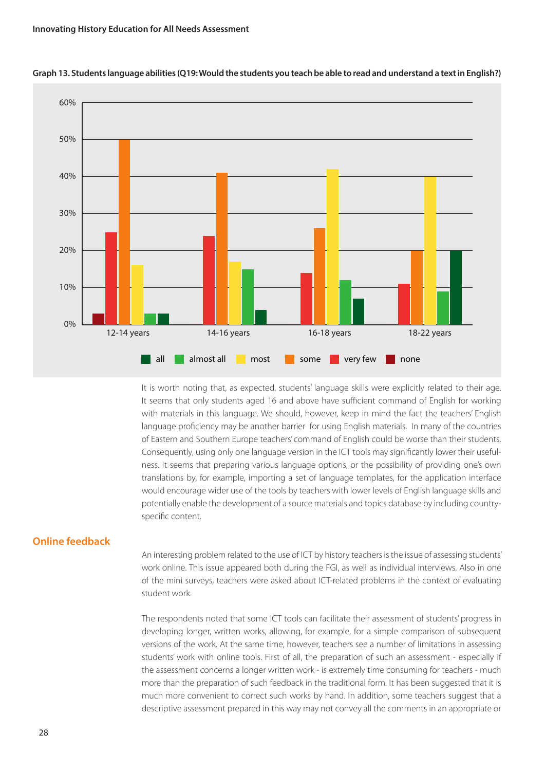**Graph 13. Students language abilities (Q19: Would the students you teach be able to read and understand a text in English?)**

It is worth noting that, as expected, students' language skills were explicitly related to their age. It seems that only students aged 16 and above have sufficient command of English for working with materials in this language. We should, however, keep in mind the fact the teachers' English language proficiency may be another barrier for using English materials. In many of the countries of Eastern and Southern Europe teachers' command of English could be worse than their students. Consequently, using only one language version in the ICT tools may significantly lower their usefulness. It seems that preparing various language options, or the possibility of providing one's own translations by, for example, importing a set of language templates, for the application interface would encourage wider use of the tools by teachers with lower levels of English language skills and potentially enable the development of a source materials and topics database by including country-specific content.

## Online feedback

An interesting problem related to the use of ICT by history teachers is the issue of assessing students' work online. This issue appeared both during the FGI, as well as individual interviews. Also in one of the mini surveys, teachers were asked about ICT-related problems in the context of evaluating student work.

The respondents noted that some ICT tools can facilitate their assessment of students' progress in developing longer, written works, allowing, for example, for a simple comparison of subsequent versions of the work. At the same time, however, teachers see a number of limitations in assessing students' work with online tools. First of all, the preparation of such an assessment - especially if the assessment concerns a longer written work - is extremely time consuming for teachers - much more than the preparation of such feedback in the traditional form. It has been suggested that it is much more convenient to correct such works by hand. In addition, some teachers suggest that a descriptive assessment prepared in this way may not convey all the comments in an appropriate or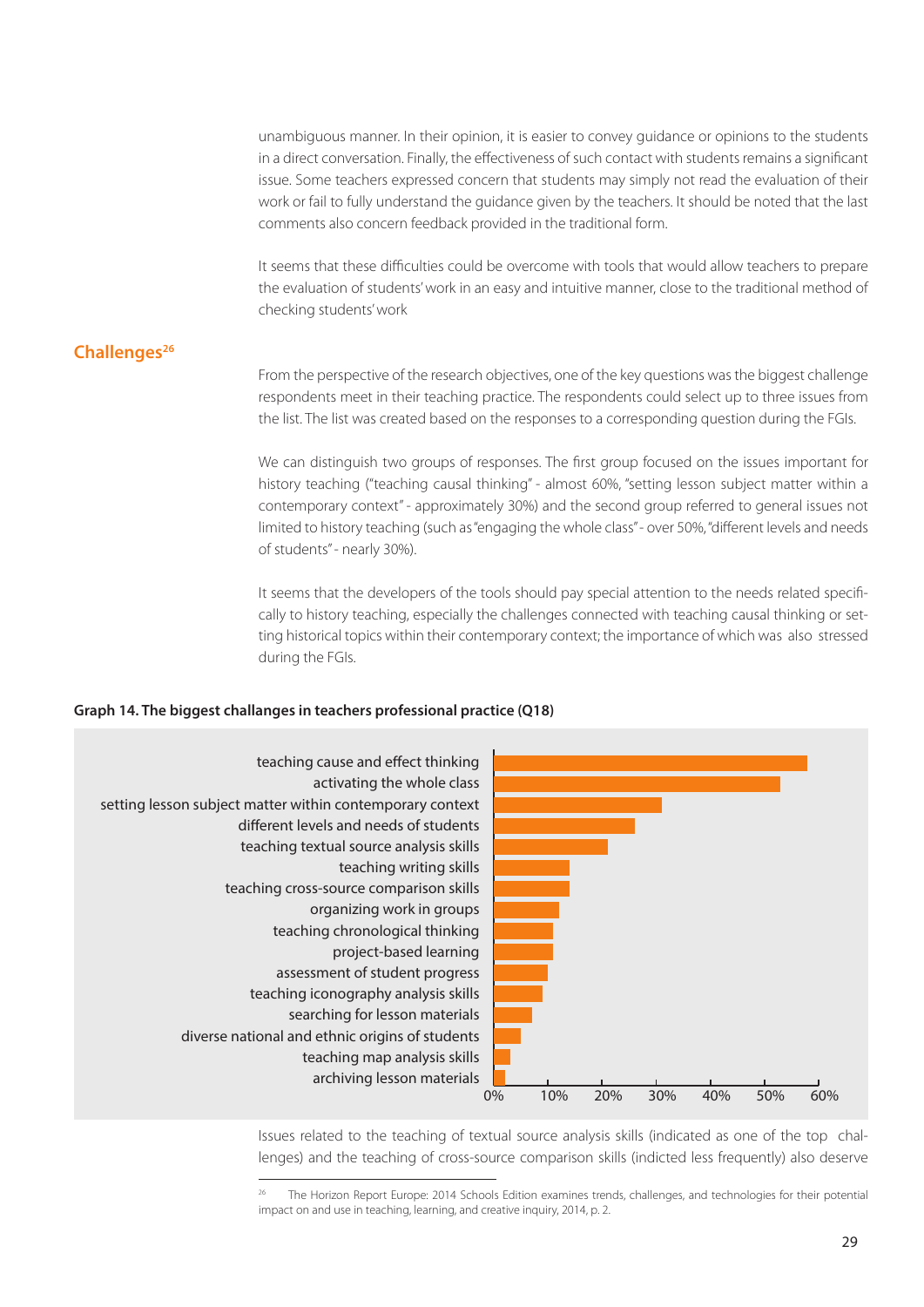unambiguous manner. In their opinion, it is easier to convey guidance or opinions to the students in a direct conversation. Finally, the effectiveness of such contact with students remains a significant issue. Some teachers expressed concern that students may simply not read the evaluation of their work or fail to fully understand the guidance given by the teachers. It should be noted that the last comments also concern feedback provided in the traditional form.

It seems that these difficulties could be overcome with tools that would allow teachers to prepare the evaluation of students' work in an easy and intuitive manner, close to the traditional method of checking students' work

## Challenges[26]

From the perspective of the research objectives, one of the key questions was the biggest challenge respondents meet in their teaching practice. The respondents could select up to three issues from the list. The list was created based on the responses to a corresponding question during the FGIs.

We can distinguish two groups of responses. The first group focused on the issues important for history teaching ("teaching causal thinking" - almost 60%, "setting lesson subject matter within a contemporary context" - approximately 30%) and the second group referred to general issues not limited to history teaching (such as "engaging the whole class" - over 50%, "different levels and needs of students" - nearly 30%).

It seems that the developers of the tools should pay special attention to the needs related specifically to history teaching, especially the challenges connected with teaching causal thinking or setting historical topics within their contemporary context; the importance of which was also stressed during the FGIs.

**Graph 14. The biggest challanges in teachers professional practice (Q18)**

- teaching cause and effect thinking
- activating the whole class
- setting lesson subject matter within contemporary context
- different levels and needs of students
- teaching textual source analysis skills
- teaching writing skills
- teaching cross-source comparison skills
- organizing work in groups
- teaching chronological thinking
- project-based learning
- assessment of student progress
- teaching iconography analysis skills
- searching for lesson materials
- diverse national and ethnic origins of students
- teaching map analysis skills
- archiving lesson materials

0% 10% 20% 30% 40% 50% 60%

Issues related to the teaching of textual source analysis skills (indicated as one of the top challenges) and the teaching of cross-source comparison skills (indicted less frequently) also deserve

---

[26] The Horizon Report Europe: 2014 Schools Edition examines trends, challenges, and technologies for their potential impact on and use in teaching, learning, and creative inquiry, 2014, p. 2.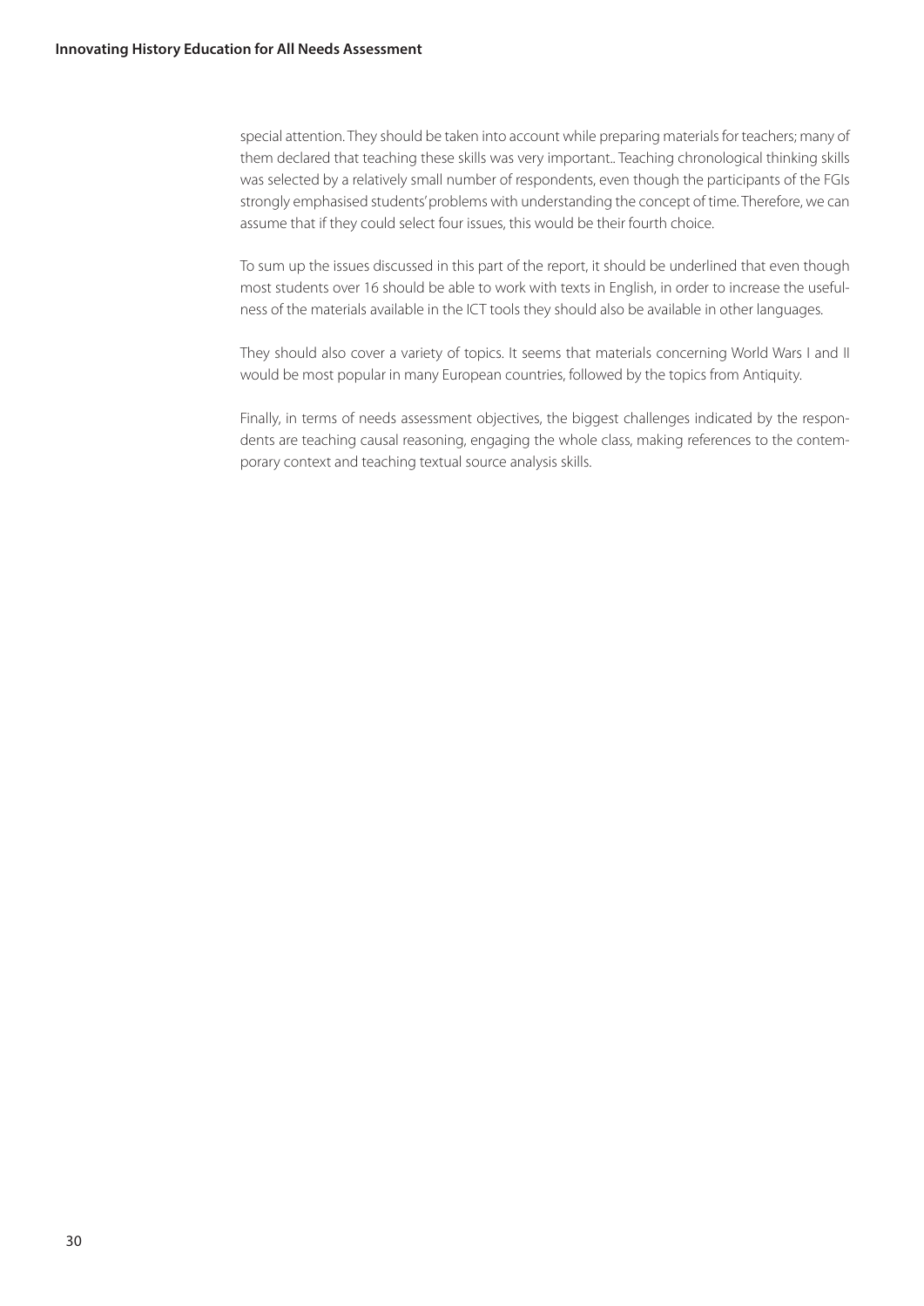special attention. They should be taken into account while preparing materials for teachers; many of them declared that teaching these skills was very important.. Teaching chronological thinking skills was selected by a relatively small number of respondents, even though the participants of the FGIs strongly emphasised students' problems with understanding the concept of time. Therefore, we can assume that if they could select four issues, this would be their fourth choice.

To sum up the issues discussed in this part of the report, it should be underlined that even though most students over 16 should be able to work with texts in English, in order to increase the usefulness of the materials available in the ICT tools they should also be available in other languages.

They should also cover a variety of topics. It seems that materials concerning World Wars I and II would be most popular in many European countries, followed by the topics from Antiquity.

Finally, in terms of needs assessment objectives, the biggest challenges indicated by the respondents are teaching causal reasoning, engaging the whole class, making references to the contemporary context and teaching textual source analysis skills.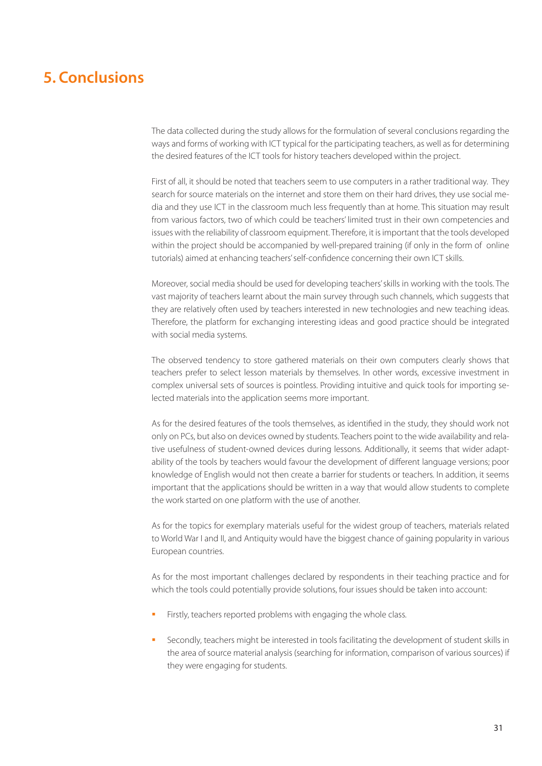# 5. Conclusions

The data collected during the study allows for the formulation of several conclusions regarding the ways and forms of working with ICT typical for the participating teachers, as well as for determining the desired features of the ICT tools for history teachers developed within the project.

First of all, it should be noted that teachers seem to use computers in a rather traditional way. They search for source materials on the internet and store them on their hard drives, they use social media and they use ICT in the classroom much less frequently than at home. This situation may result from various factors, two of which could be teachers' limited trust in their own competencies and issues with the reliability of classroom equipment. Therefore, it is important that the tools developed within the project should be accompanied by well-prepared training (if only in the form of online tutorials) aimed at enhancing teachers' self-confidence concerning their own ICT skills.

Moreover, social media should be used for developing teachers' skills in working with the tools. The vast majority of teachers learnt about the main survey through such channels, which suggests that they are relatively often used by teachers interested in new technologies and new teaching ideas. Therefore, the platform for exchanging interesting ideas and good practice should be integrated with social media systems.

The observed tendency to store gathered materials on their own computers clearly shows that teachers prefer to select lesson materials by themselves. In other words, excessive investment in complex universal sets of sources is pointless. Providing intuitive and quick tools for importing selected materials into the application seems more important.

As for the desired features of the tools themselves, as identified in the study, they should work not only on PCs, but also on devices owned by students. Teachers point to the wide availability and relative usefulness of student-owned devices during lessons. Additionally, it seems that wider adaptability of the tools by teachers would favour the development of different language versions; poor knowledge of English would not then create a barrier for students or teachers. In addition, it seems important that the applications should be written in a way that would allow students to complete the work started on one platform with the use of another.

As for the topics for exemplary materials useful for the widest group of teachers, materials related to World War I and II, and Antiquity would have the biggest chance of gaining popularity in various European countries.

As for the most important challenges declared by respondents in their teaching practice and for which the tools could potentially provide solutions, four issues should be taken into account:

- Firstly, teachers reported problems with engaging the whole class.
- Secondly, teachers might be interested in tools facilitating the development of student skills in the area of source material analysis (searching for information, comparison of various sources) if they were engaging for students.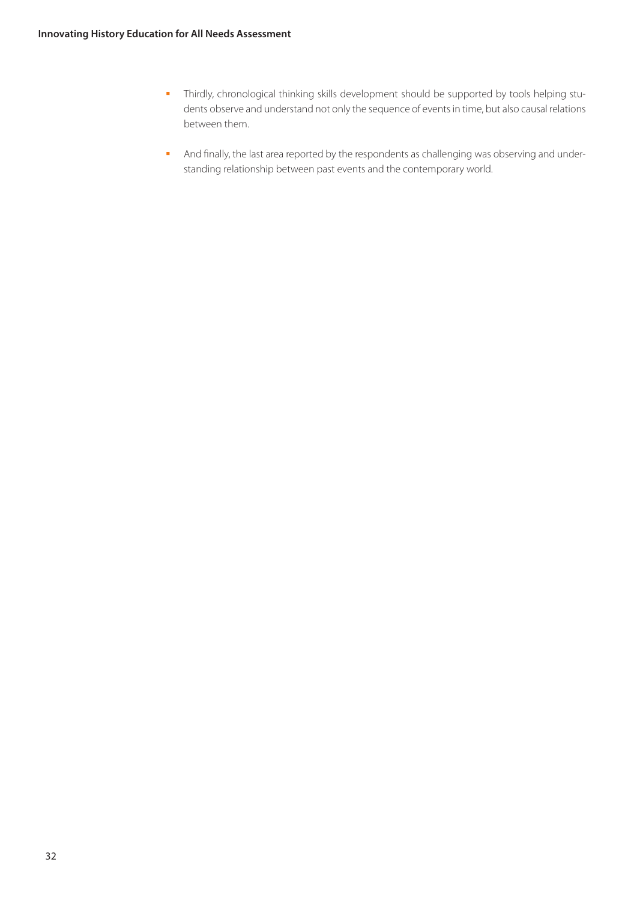- Thirdly, chronological thinking skills development should be supported by tools helping students observe and understand not only the sequence of events in time, but also causal relations between them.

- And finally, the last area reported by the respondents as challenging was observing and understanding relationship between past events and the contemporary world.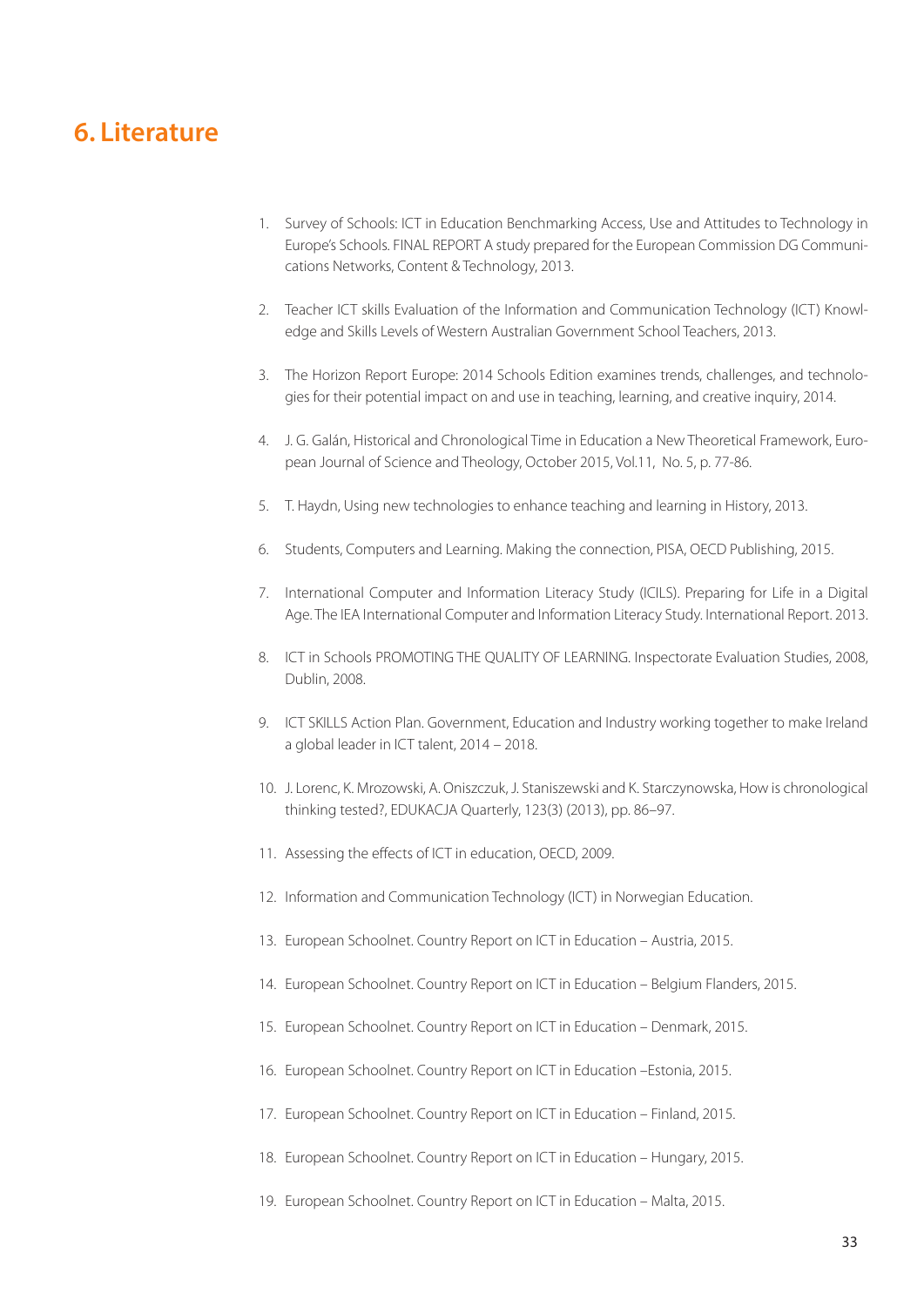# 6. Literature

1. Survey of Schools: ICT in Education Benchmarking Access, Use and Attitudes to Technology in Europe's Schools. FINAL REPORT A study prepared for the European Commission DG Communications Networks, Content & Technology, 2013.
2. Teacher ICT skills Evaluation of the Information and Communication Technology (ICT) Knowledge and Skills Levels of Western Australian Government School Teachers, 2013.
3. The Horizon Report Europe: 2014 Schools Edition examines trends, challenges, and technologies for their potential impact on and use in teaching, learning, and creative inquiry, 2014.
4. J. G. Galán, Historical and Chronological Time in Education a New Theoretical Framework, European Journal of Science and Theology, October 2015, Vol.11, No. 5, p. 77-86.
5. T. Haydn, Using new technologies to enhance teaching and learning in History, 2013.
6. Students, Computers and Learning. Making the connection, PISA, OECD Publishing, 2015.
7. International Computer and Information Literacy Study (ICILS). Preparing for Life in a Digital Age. The IEA International Computer and Information Literacy Study. International Report. 2013.
8. ICT in Schools PROMOTING THE QUALITY OF LEARNING. Inspectorate Evaluation Studies, 2008, Dublin, 2008.
9. ICT SKILLS Action Plan. Government, Education and Industry working together to make Ireland a global leader in ICT talent, 2014 – 2018.
10. J. Lorenc, K. Mrozowski, A. Oniszczuk, J. Staniszewski and K. Starczynowska, How is chronological thinking tested?, EDUKACJA Quarterly, 123(3) (2013), pp. 86–97.
11. Assessing the effects of ICT in education, OECD, 2009.
12. Information and Communication Technology (ICT) in Norwegian Education.
13. European Schoolnet. Country Report on ICT in Education – Austria, 2015.
14. European Schoolnet. Country Report on ICT in Education – Belgium Flanders, 2015.
15. European Schoolnet. Country Report on ICT in Education – Denmark, 2015.
16. European Schoolnet. Country Report on ICT in Education –Estonia, 2015.
17. European Schoolnet. Country Report on ICT in Education – Finland, 2015.
18. European Schoolnet. Country Report on ICT in Education – Hungary, 2015.
19. European Schoolnet. Country Report on ICT in Education – Malta, 2015.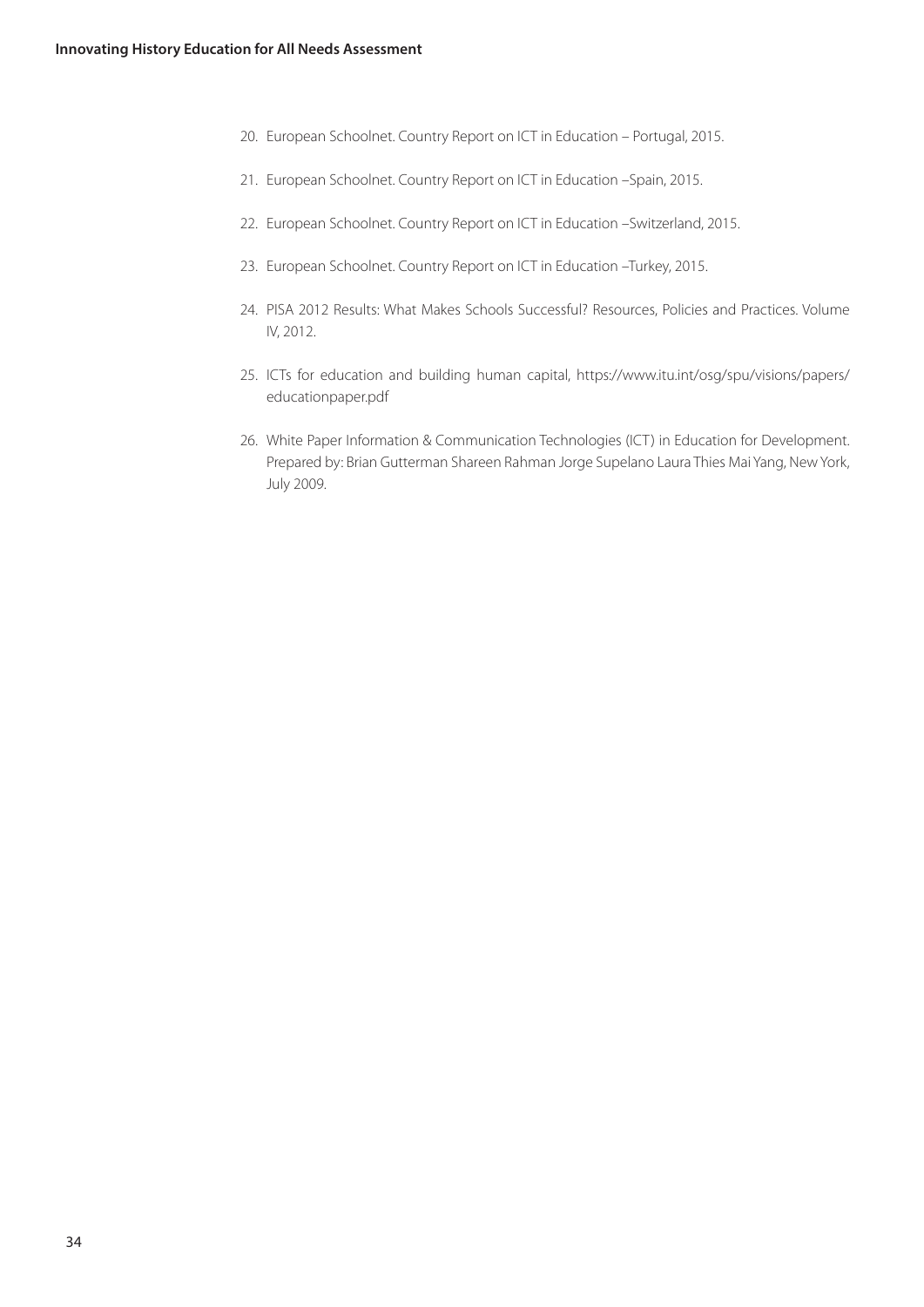20. European Schoolnet. Country Report on ICT in Education – Portugal, 2015.

21. European Schoolnet. Country Report on ICT in Education –Spain, 2015.

22. European Schoolnet. Country Report on ICT in Education –Switzerland, 2015.

23. European Schoolnet. Country Report on ICT in Education –Turkey, 2015.

24. PISA 2012 Results: What Makes Schools Successful? Resources, Policies and Practices. Volume IV, 2012.

25. ICTs for education and building human capital, https://www.itu.int/osg/spu/visions/papers/educationpaper.pdf

26. White Paper Information & Communication Technologies (ICT) in Education for Development. Prepared by: Brian Gutterman Shareen Rahman Jorge Supelano Laura Thies Mai Yang, New York, July 2009.